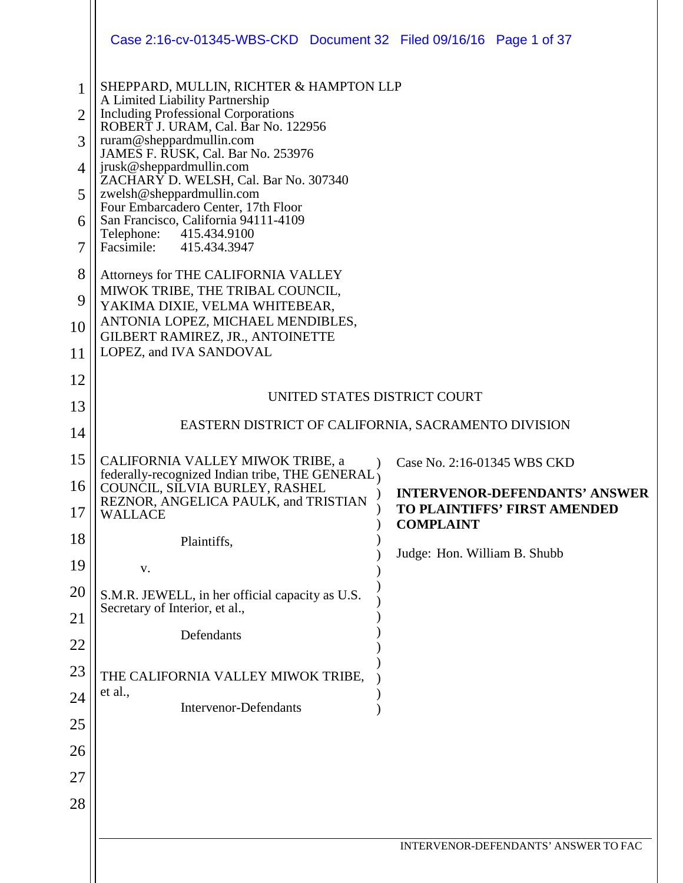SHEPPARD, MULLIN, RICHTER & HAMPTON LLP
A Limited Liability Partnership
Including Professional Corporations
ROBERT J. URAM, Cal. Bar No. 122956
ruram@sheppardmullin.com
JAMES F. RUSK, Cal. Bar No. 253976
jrusk@sheppardmullin.com
ZACHARY D. WELSH, Cal. Bar No. 307340
zwelsh@sheppardmullin.com
Four Embarcadero Center, 17th Floor
San Francisco, California 94111-4109
Telephone: 415.434.9100
Facsimile: 415.434.3947

Attorneys for THE CALIFORNIA VALLEY MIWOK TRIBE, THE TRIBAL COUNCIL, YAKIMA DIXIE, VELMA WHITEBEAR, ANTONIA LOPEZ, MICHAEL MENDIBLES, GILBERT RAMIREZ, JR., ANTOINETTE LOPEZ, and IVA SANDOVAL

UNITED STATES DISTRICT COURT

EASTERN DISTRICT OF CALIFORNIA, SACRAMENTO DIVISION

CALIFORNIA VALLEY MIWOK TRIBE, a federally-recognized Indian tribe, THE GENERAL COUNCIL, SILVIA BURLEY, RASHEL REZNOR, ANGELICA PAULK, and TRISTIAN WALLACE

Plaintiffs,

v.

S.M.R. JEWELL, in her official capacity as U.S. Secretary of Interior, et al.,

Defendants

THE CALIFORNIA VALLEY MIWOK TRIBE, et al.,

Intervenor-Defendants

Case No. 2:16-01345 WBS CKD

**INTERVENOR-DEFENDANTS' ANSWER TO PLAINTIFFS' FIRST AMENDED COMPLAINT**

Judge: Hon. William B. Shubb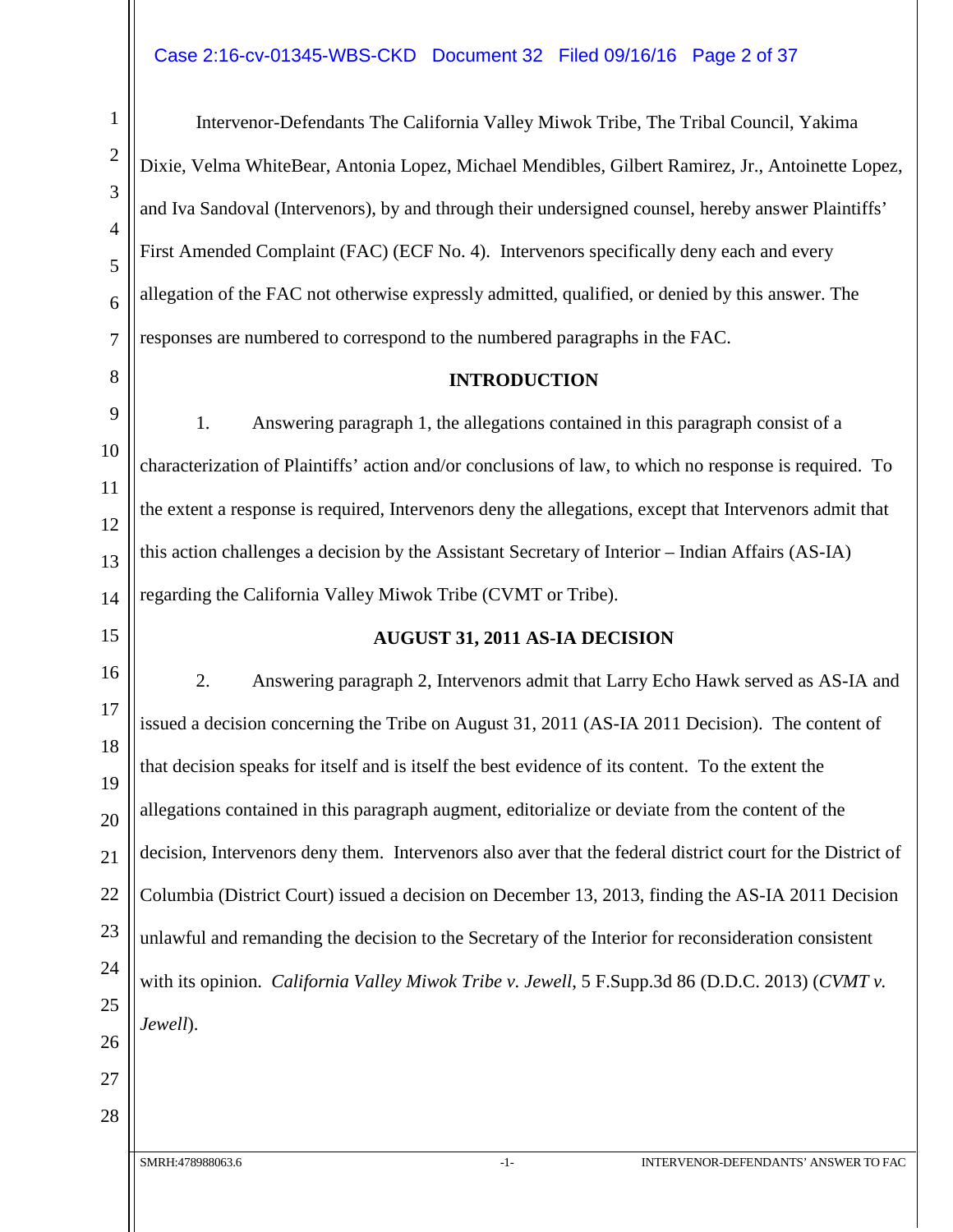Intervenor-Defendants The California Valley Miwok Tribe, The Tribal Council, Yakima Dixie, Velma WhiteBear, Antonia Lopez, Michael Mendibles, Gilbert Ramirez, Jr., Antoinette Lopez, and Iva Sandoval (Intervenors), by and through their undersigned counsel, hereby answer Plaintiffs' First Amended Complaint (FAC) (ECF No. 4). Intervenors specifically deny each and every allegation of the FAC not otherwise expressly admitted, qualified, or denied by this answer. The responses are numbered to correspond to the numbered paragraphs in the FAC.

## INTRODUCTION

1. Answering paragraph 1, the allegations contained in this paragraph consist of a characterization of Plaintiffs' action and/or conclusions of law, to which no response is required. To the extent a response is required, Intervenors deny the allegations, except that Intervenors admit that this action challenges a decision by the Assistant Secretary of Interior – Indian Affairs (AS-IA) regarding the California Valley Miwok Tribe (CVMT or Tribe).

## AUGUST 31, 2011 AS-IA DECISION

2. Answering paragraph 2, Intervenors admit that Larry Echo Hawk served as AS-IA and issued a decision concerning the Tribe on August 31, 2011 (AS-IA 2011 Decision). The content of that decision speaks for itself and is itself the best evidence of its content. To the extent the allegations contained in this paragraph augment, editorialize or deviate from the content of the decision, Intervenors deny them. Intervenors also aver that the federal district court for the District of Columbia (District Court) issued a decision on December 13, 2013, finding the AS-IA 2011 Decision unlawful and remanding the decision to the Secretary of the Interior for reconsideration consistent with its opinion. *California Valley Miwok Tribe v. Jewell*, 5 F.Supp.3d 86 (D.D.C. 2013) (*CVMT v. Jewell*).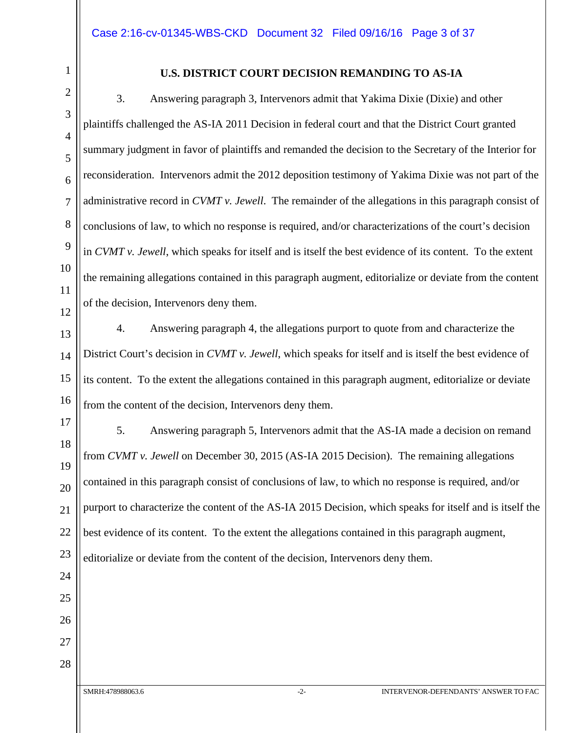## U.S. DISTRICT COURT DECISION REMANDING TO AS-IA

3. Answering paragraph 3, Intervenors admit that Yakima Dixie (Dixie) and other plaintiffs challenged the AS-IA 2011 Decision in federal court and that the District Court granted summary judgment in favor of plaintiffs and remanded the decision to the Secretary of the Interior for reconsideration. Intervenors admit the 2012 deposition testimony of Yakima Dixie was not part of the administrative record in *CVMT v. Jewell*. The remainder of the allegations in this paragraph consist of conclusions of law, to which no response is required, and/or characterizations of the court's decision in *CVMT v. Jewell*, which speaks for itself and is itself the best evidence of its content. To the extent the remaining allegations contained in this paragraph augment, editorialize or deviate from the content of the decision, Intervenors deny them.

4. Answering paragraph 4, the allegations purport to quote from and characterize the District Court's decision in *CVMT v. Jewell*, which speaks for itself and is itself the best evidence of its content. To the extent the allegations contained in this paragraph augment, editorialize or deviate from the content of the decision, Intervenors deny them.

5. Answering paragraph 5, Intervenors admit that the AS-IA made a decision on remand from *CVMT v. Jewell* on December 30, 2015 (AS-IA 2015 Decision). The remaining allegations contained in this paragraph consist of conclusions of law, to which no response is required, and/or purport to characterize the content of the AS-IA 2015 Decision, which speaks for itself and is itself the best evidence of its content. To the extent the allegations contained in this paragraph augment, editorialize or deviate from the content of the decision, Intervenors deny them.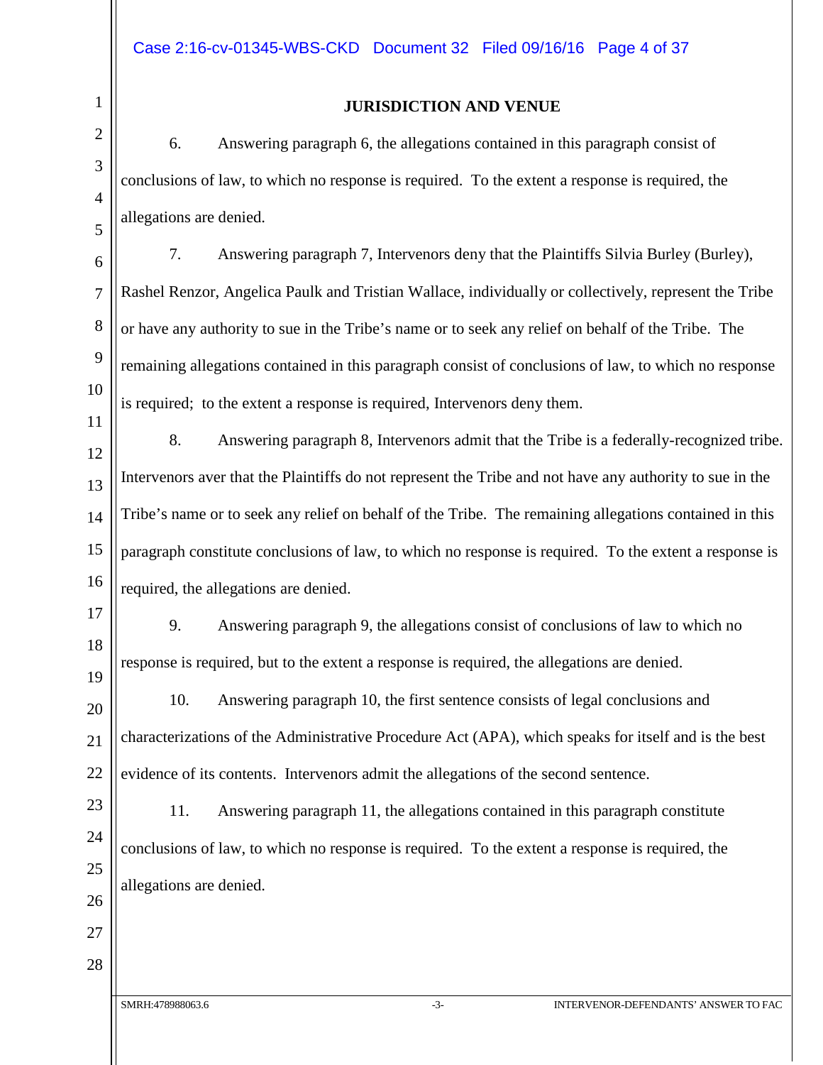## JURISDICTION AND VENUE

6. Answering paragraph 6, the allegations contained in this paragraph consist of conclusions of law, to which no response is required. To the extent a response is required, the allegations are denied.

7. Answering paragraph 7, Intervenors deny that the Plaintiffs Silvia Burley (Burley), Rashel Renzor, Angelica Paulk and Tristian Wallace, individually or collectively, represent the Tribe or have any authority to sue in the Tribe's name or to seek any relief on behalf of the Tribe. The remaining allegations contained in this paragraph consist of conclusions of law, to which no response is required; to the extent a response is required, Intervenors deny them.

8. Answering paragraph 8, Intervenors admit that the Tribe is a federally-recognized tribe. Intervenors aver that the Plaintiffs do not represent the Tribe and not have any authority to sue in the Tribe's name or to seek any relief on behalf of the Tribe. The remaining allegations contained in this paragraph constitute conclusions of law, to which no response is required. To the extent a response is required, the allegations are denied.

9. Answering paragraph 9, the allegations consist of conclusions of law to which no response is required, but to the extent a response is required, the allegations are denied.

10. Answering paragraph 10, the first sentence consists of legal conclusions and characterizations of the Administrative Procedure Act (APA), which speaks for itself and is the best evidence of its contents. Intervenors admit the allegations of the second sentence.

11. Answering paragraph 11, the allegations contained in this paragraph constitute conclusions of law, to which no response is required. To the extent a response is required, the allegations are denied.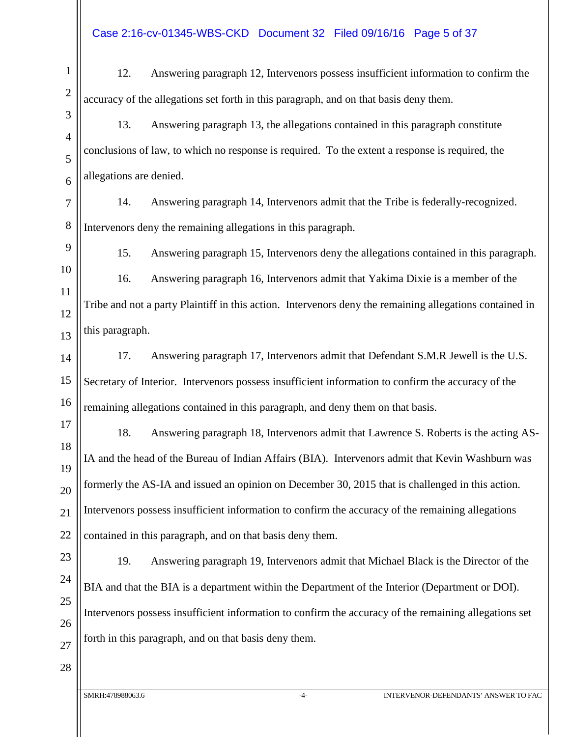12. Answering paragraph 12, Intervenors possess insufficient information to confirm the accuracy of the allegations set forth in this paragraph, and on that basis deny them.

13. Answering paragraph 13, the allegations contained in this paragraph constitute conclusions of law, to which no response is required. To the extent a response is required, the allegations are denied.

14. Answering paragraph 14, Intervenors admit that the Tribe is federally-recognized. Intervenors deny the remaining allegations in this paragraph.

15. Answering paragraph 15, Intervenors deny the allegations contained in this paragraph.

16. Answering paragraph 16, Intervenors admit that Yakima Dixie is a member of the Tribe and not a party Plaintiff in this action. Intervenors deny the remaining allegations contained in this paragraph.

17. Answering paragraph 17, Intervenors admit that Defendant S.M.R Jewell is the U.S. Secretary of Interior. Intervenors possess insufficient information to confirm the accuracy of the remaining allegations contained in this paragraph, and deny them on that basis.

18. Answering paragraph 18, Intervenors admit that Lawrence S. Roberts is the acting AS-IA and the head of the Bureau of Indian Affairs (BIA). Intervenors admit that Kevin Washburn was formerly the AS-IA and issued an opinion on December 30, 2015 that is challenged in this action. Intervenors possess insufficient information to confirm the accuracy of the remaining allegations contained in this paragraph, and on that basis deny them.

19. Answering paragraph 19, Intervenors admit that Michael Black is the Director of the BIA and that the BIA is a department within the Department of the Interior (Department or DOI). Intervenors possess insufficient information to confirm the accuracy of the remaining allegations set forth in this paragraph, and on that basis deny them.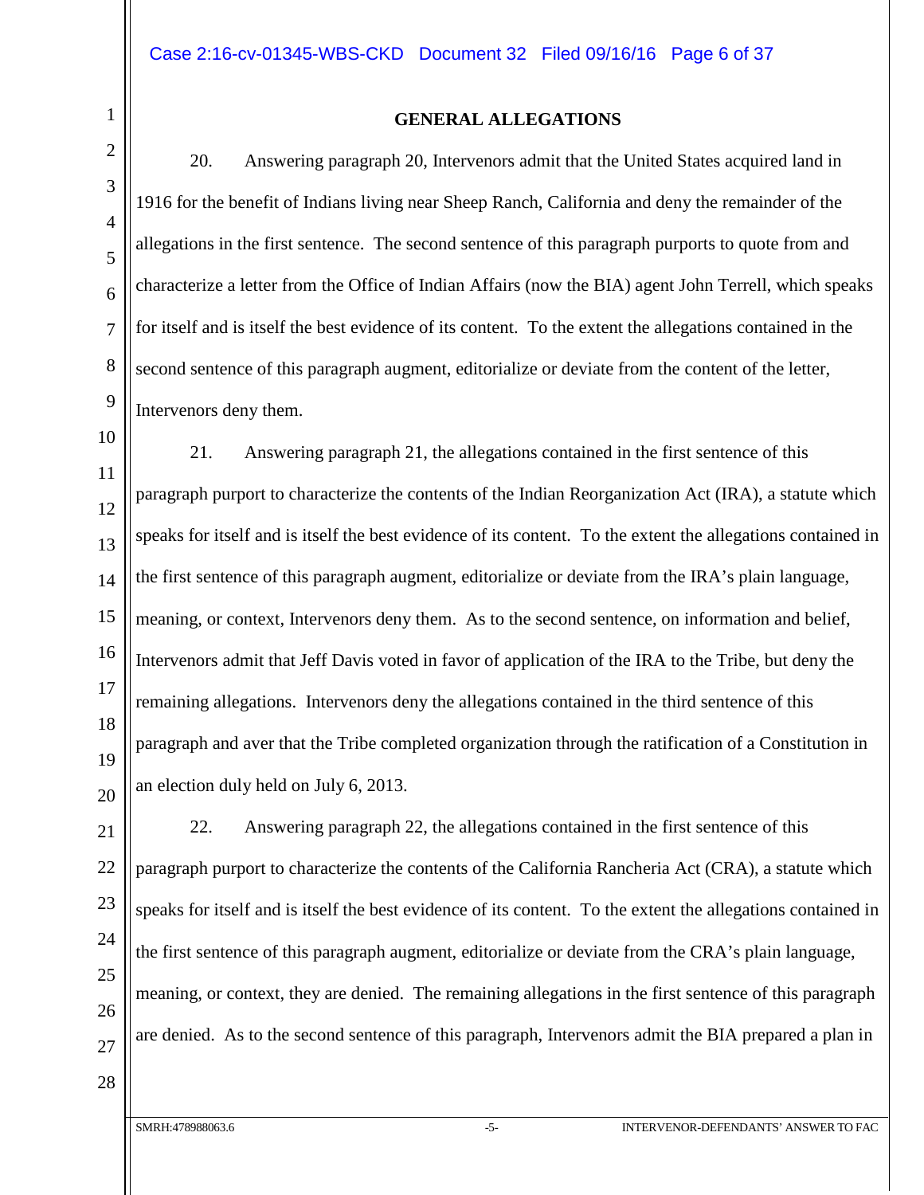## GENERAL ALLEGATIONS

20. Answering paragraph 20, Intervenors admit that the United States acquired land in 1916 for the benefit of Indians living near Sheep Ranch, California and deny the remainder of the allegations in the first sentence. The second sentence of this paragraph purports to quote from and characterize a letter from the Office of Indian Affairs (now the BIA) agent John Terrell, which speaks for itself and is itself the best evidence of its content. To the extent the allegations contained in the second sentence of this paragraph augment, editorialize or deviate from the content of the letter, Intervenors deny them.

21. Answering paragraph 21, the allegations contained in the first sentence of this paragraph purport to characterize the contents of the Indian Reorganization Act (IRA), a statute which speaks for itself and is itself the best evidence of its content. To the extent the allegations contained in the first sentence of this paragraph augment, editorialize or deviate from the IRA's plain language, meaning, or context, Intervenors deny them. As to the second sentence, on information and belief, Intervenors admit that Jeff Davis voted in favor of application of the IRA to the Tribe, but deny the remaining allegations. Intervenors deny the allegations contained in the third sentence of this paragraph and aver that the Tribe completed organization through the ratification of a Constitution in an election duly held on July 6, 2013.

22. Answering paragraph 22, the allegations contained in the first sentence of this paragraph purport to characterize the contents of the California Rancheria Act (CRA), a statute which speaks for itself and is itself the best evidence of its content. To the extent the allegations contained in the first sentence of this paragraph augment, editorialize or deviate from the CRA's plain language, meaning, or context, they are denied. The remaining allegations in the first sentence of this paragraph are denied. As to the second sentence of this paragraph, Intervenors admit the BIA prepared a plan in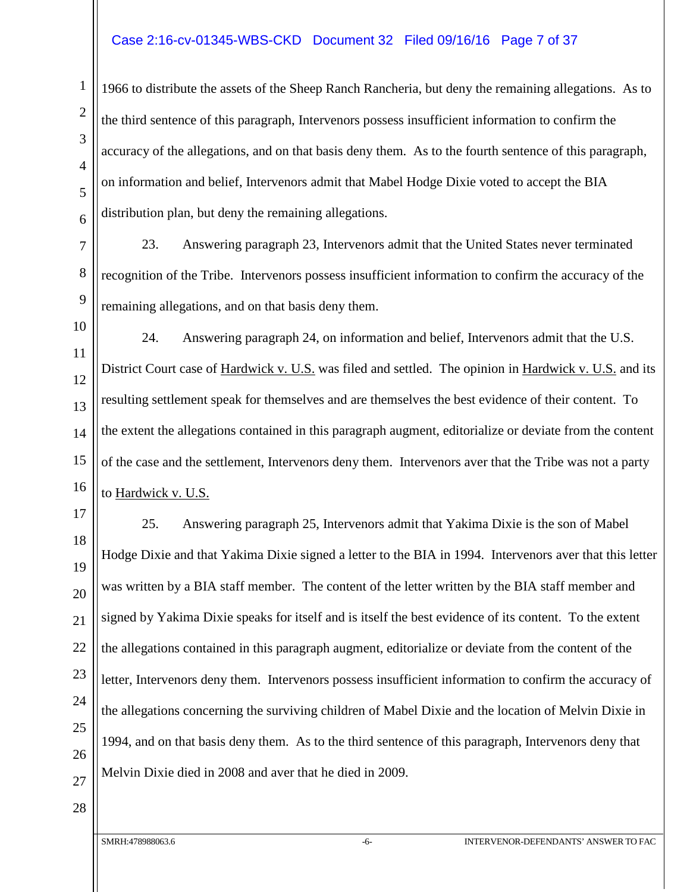1966 to distribute the assets of the Sheep Ranch Rancheria, but deny the remaining allegations. As to the third sentence of this paragraph, Intervenors possess insufficient information to confirm the accuracy of the allegations, and on that basis deny them. As to the fourth sentence of this paragraph, on information and belief, Intervenors admit that Mabel Hodge Dixie voted to accept the BIA distribution plan, but deny the remaining allegations.

23. Answering paragraph 23, Intervenors admit that the United States never terminated recognition of the Tribe. Intervenors possess insufficient information to confirm the accuracy of the remaining allegations, and on that basis deny them.

24. Answering paragraph 24, on information and belief, Intervenors admit that the U.S. District Court case of Hardwick v. U.S. was filed and settled. The opinion in Hardwick v. U.S. and its resulting settlement speak for themselves and are themselves the best evidence of their content. To the extent the allegations contained in this paragraph augment, editorialize or deviate from the content of the case and the settlement, Intervenors deny them. Intervenors aver that the Tribe was not a party to Hardwick v. U.S.

25. Answering paragraph 25, Intervenors admit that Yakima Dixie is the son of Mabel Hodge Dixie and that Yakima Dixie signed a letter to the BIA in 1994. Intervenors aver that this letter was written by a BIA staff member. The content of the letter written by the BIA staff member and signed by Yakima Dixie speaks for itself and is itself the best evidence of its content. To the extent the allegations contained in this paragraph augment, editorialize or deviate from the content of the letter, Intervenors deny them. Intervenors possess insufficient information to confirm the accuracy of the allegations concerning the surviving children of Mabel Dixie and the location of Melvin Dixie in 1994, and on that basis deny them. As to the third sentence of this paragraph, Intervenors deny that Melvin Dixie died in 2008 and aver that he died in 2009.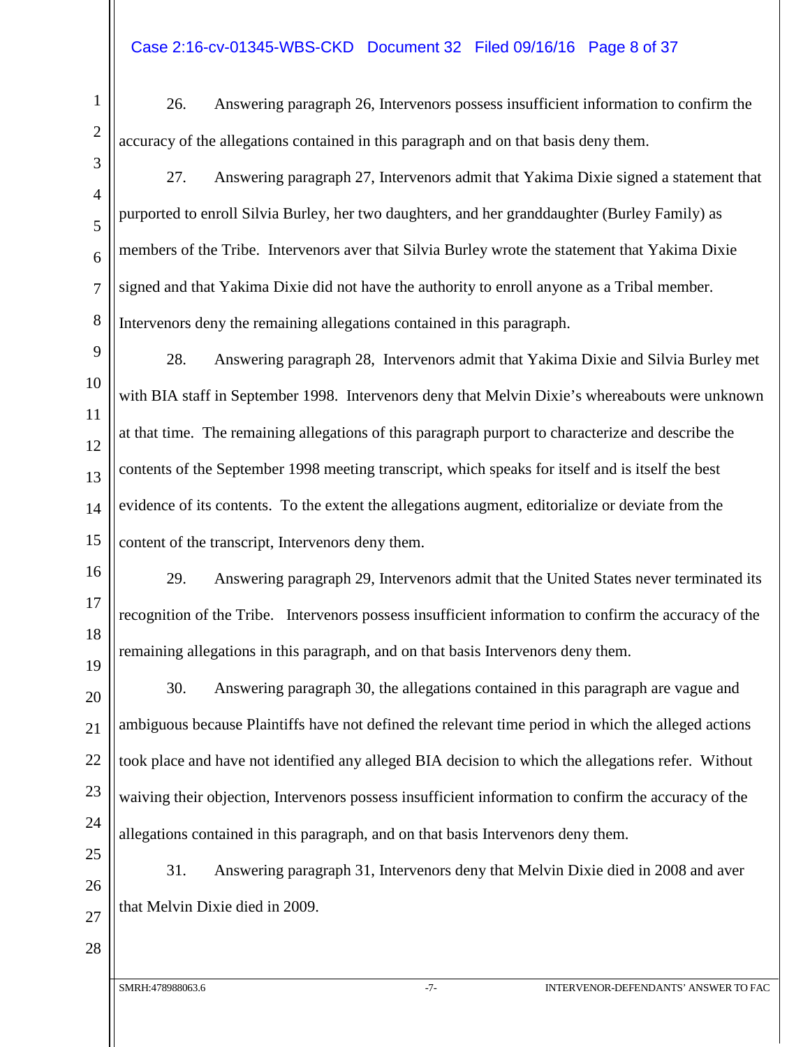26. Answering paragraph 26, Intervenors possess insufficient information to confirm the accuracy of the allegations contained in this paragraph and on that basis deny them.

27. Answering paragraph 27, Intervenors admit that Yakima Dixie signed a statement that purported to enroll Silvia Burley, her two daughters, and her granddaughter (Burley Family) as members of the Tribe. Intervenors aver that Silvia Burley wrote the statement that Yakima Dixie signed and that Yakima Dixie did not have the authority to enroll anyone as a Tribal member. Intervenors deny the remaining allegations contained in this paragraph.

28. Answering paragraph 28, Intervenors admit that Yakima Dixie and Silvia Burley met with BIA staff in September 1998. Intervenors deny that Melvin Dixie's whereabouts were unknown at that time. The remaining allegations of this paragraph purport to characterize and describe the contents of the September 1998 meeting transcript, which speaks for itself and is itself the best evidence of its contents. To the extent the allegations augment, editorialize or deviate from the content of the transcript, Intervenors deny them.

29. Answering paragraph 29, Intervenors admit that the United States never terminated its recognition of the Tribe. Intervenors possess insufficient information to confirm the accuracy of the remaining allegations in this paragraph, and on that basis Intervenors deny them.

30. Answering paragraph 30, the allegations contained in this paragraph are vague and ambiguous because Plaintiffs have not defined the relevant time period in which the alleged actions took place and have not identified any alleged BIA decision to which the allegations refer. Without waiving their objection, Intervenors possess insufficient information to confirm the accuracy of the allegations contained in this paragraph, and on that basis Intervenors deny them.

31. Answering paragraph 31, Intervenors deny that Melvin Dixie died in 2008 and aver that Melvin Dixie died in 2009.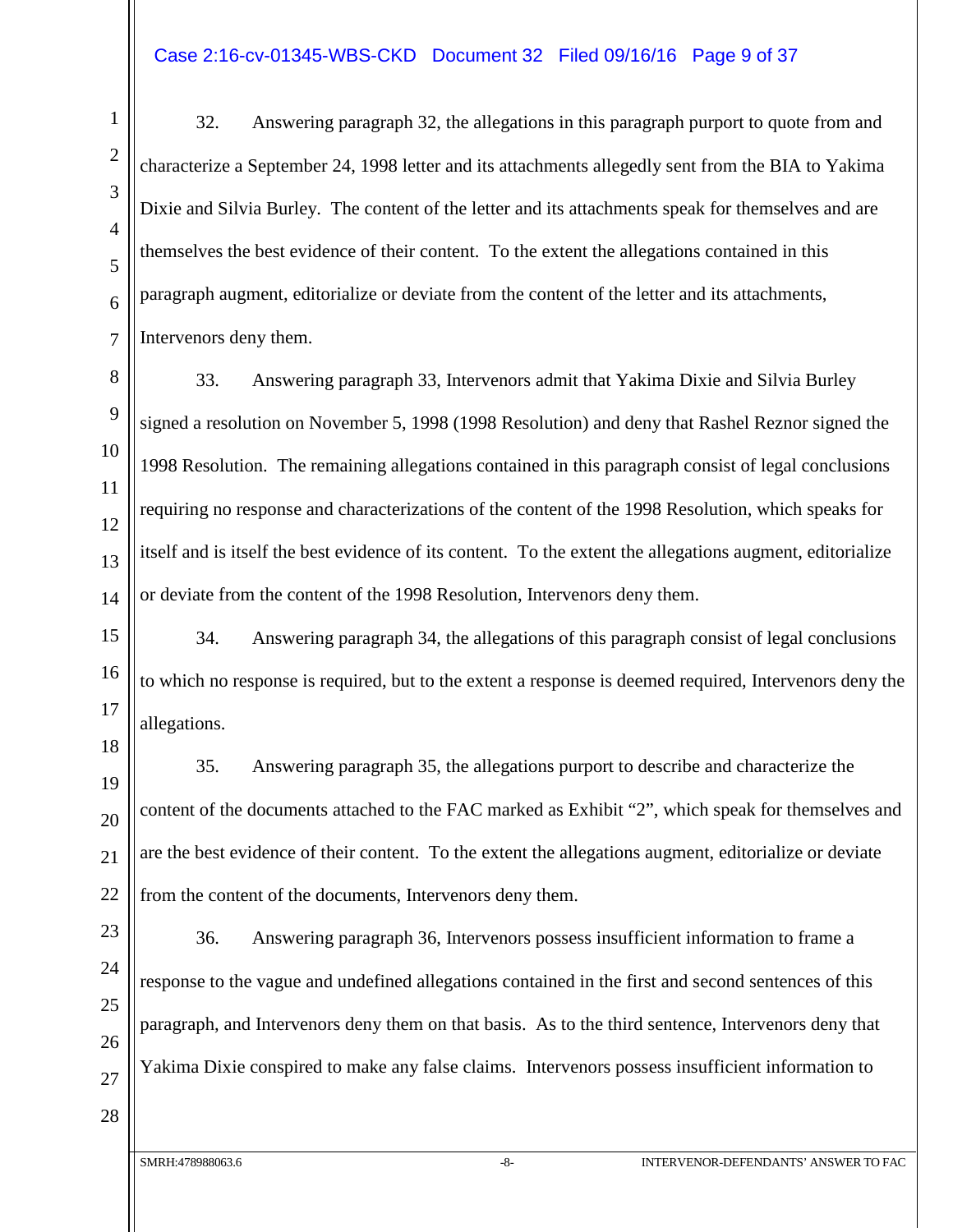32. Answering paragraph 32, the allegations in this paragraph purport to quote from and characterize a September 24, 1998 letter and its attachments allegedly sent from the BIA to Yakima Dixie and Silvia Burley. The content of the letter and its attachments speak for themselves and are themselves the best evidence of their content. To the extent the allegations contained in this paragraph augment, editorialize or deviate from the content of the letter and its attachments, Intervenors deny them.

33. Answering paragraph 33, Intervenors admit that Yakima Dixie and Silvia Burley signed a resolution on November 5, 1998 (1998 Resolution) and deny that Rashel Reznor signed the 1998 Resolution. The remaining allegations contained in this paragraph consist of legal conclusions requiring no response and characterizations of the content of the 1998 Resolution, which speaks for itself and is itself the best evidence of its content. To the extent the allegations augment, editorialize or deviate from the content of the 1998 Resolution, Intervenors deny them.

34. Answering paragraph 34, the allegations of this paragraph consist of legal conclusions to which no response is required, but to the extent a response is deemed required, Intervenors deny the allegations.

35. Answering paragraph 35, the allegations purport to describe and characterize the content of the documents attached to the FAC marked as Exhibit "2", which speak for themselves and are the best evidence of their content. To the extent the allegations augment, editorialize or deviate from the content of the documents, Intervenors deny them.

36. Answering paragraph 36, Intervenors possess insufficient information to frame a response to the vague and undefined allegations contained in the first and second sentences of this paragraph, and Intervenors deny them on that basis. As to the third sentence, Intervenors deny that Yakima Dixie conspired to make any false claims. Intervenors possess insufficient information to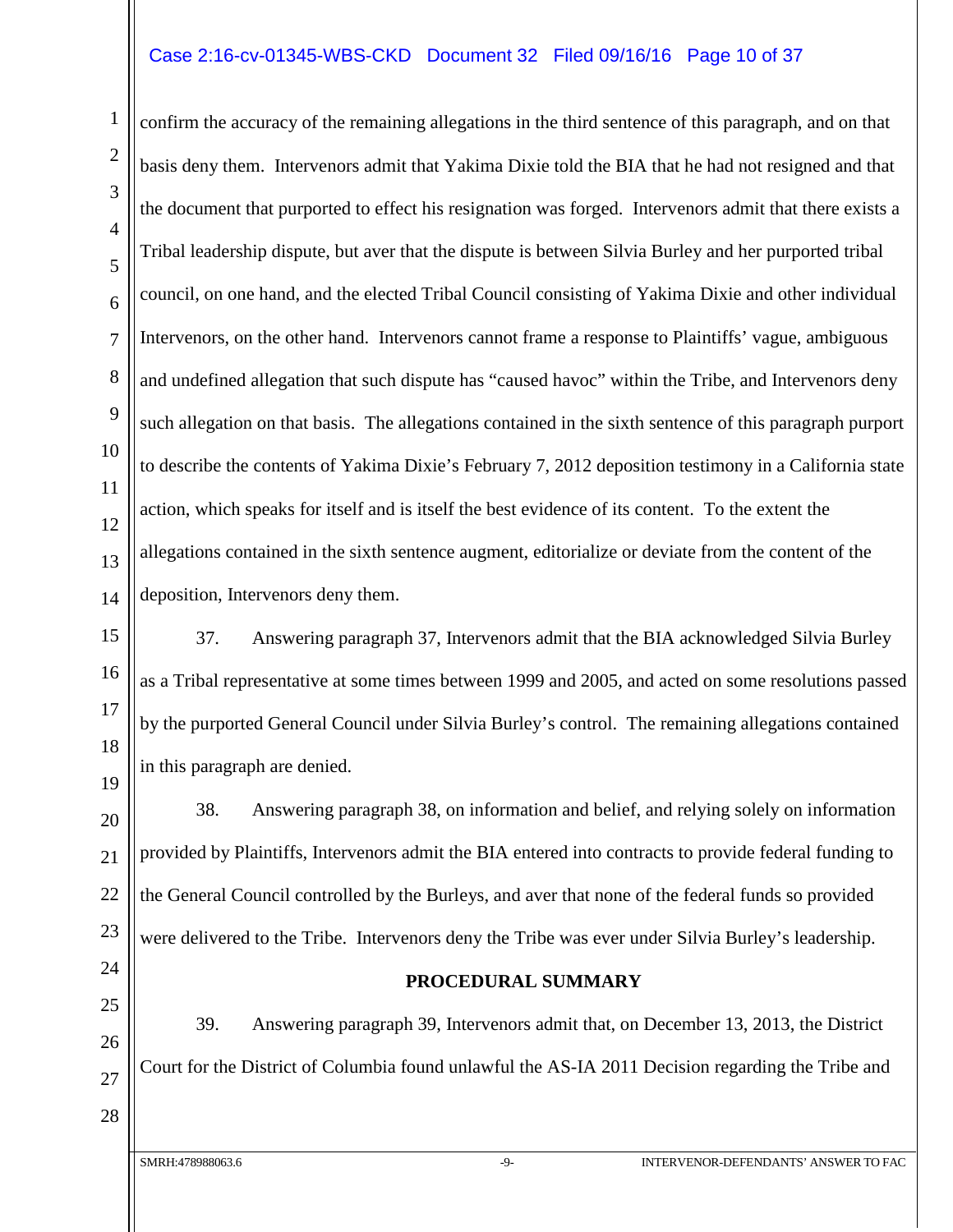confirm the accuracy of the remaining allegations in the third sentence of this paragraph, and on that basis deny them. Intervenors admit that Yakima Dixie told the BIA that he had not resigned and that the document that purported to effect his resignation was forged. Intervenors admit that there exists a Tribal leadership dispute, but aver that the dispute is between Silvia Burley and her purported tribal council, on one hand, and the elected Tribal Council consisting of Yakima Dixie and other individual Intervenors, on the other hand. Intervenors cannot frame a response to Plaintiffs' vague, ambiguous and undefined allegation that such dispute has "caused havoc" within the Tribe, and Intervenors deny such allegation on that basis. The allegations contained in the sixth sentence of this paragraph purport to describe the contents of Yakima Dixie's February 7, 2012 deposition testimony in a California state action, which speaks for itself and is itself the best evidence of its content. To the extent the allegations contained in the sixth sentence augment, editorialize or deviate from the content of the deposition, Intervenors deny them.

37. Answering paragraph 37, Intervenors admit that the BIA acknowledged Silvia Burley as a Tribal representative at some times between 1999 and 2005, and acted on some resolutions passed by the purported General Council under Silvia Burley's control. The remaining allegations contained in this paragraph are denied.

38. Answering paragraph 38, on information and belief, and relying solely on information provided by Plaintiffs, Intervenors admit the BIA entered into contracts to provide federal funding to the General Council controlled by the Burleys, and aver that none of the federal funds so provided were delivered to the Tribe. Intervenors deny the Tribe was ever under Silvia Burley's leadership.

## PROCEDURAL SUMMARY

39. Answering paragraph 39, Intervenors admit that, on December 13, 2013, the District Court for the District of Columbia found unlawful the AS-IA 2011 Decision regarding the Tribe and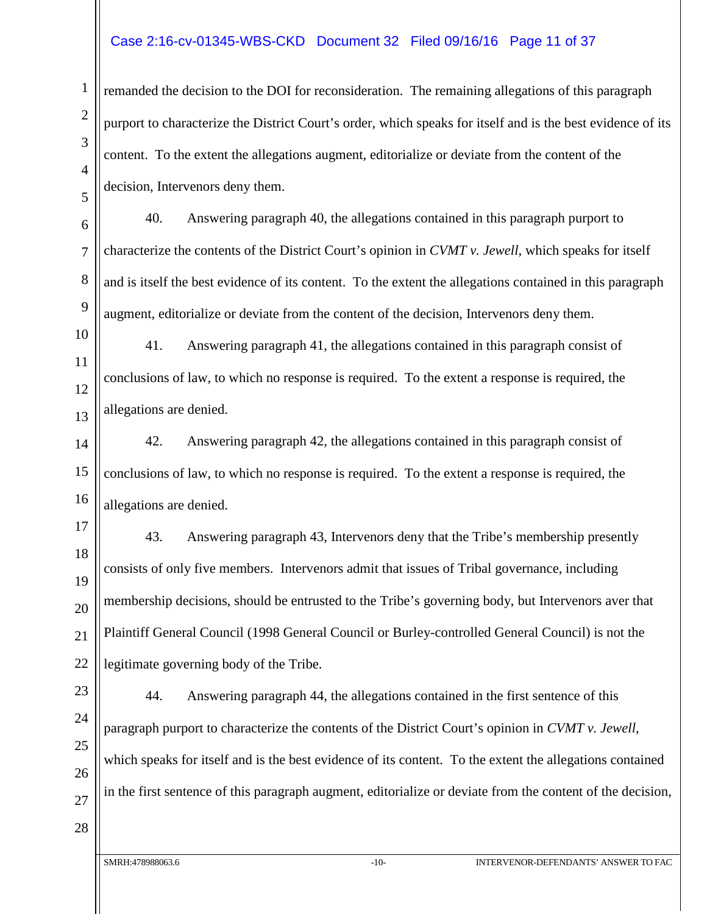remanded the decision to the DOI for reconsideration. The remaining allegations of this paragraph purport to characterize the District Court's order, which speaks for itself and is the best evidence of its content. To the extent the allegations augment, editorialize or deviate from the content of the decision, Intervenors deny them.

40. Answering paragraph 40, the allegations contained in this paragraph purport to characterize the contents of the District Court's opinion in *CVMT v. Jewell*, which speaks for itself and is itself the best evidence of its content. To the extent the allegations contained in this paragraph augment, editorialize or deviate from the content of the decision, Intervenors deny them.

41. Answering paragraph 41, the allegations contained in this paragraph consist of conclusions of law, to which no response is required. To the extent a response is required, the allegations are denied.

42. Answering paragraph 42, the allegations contained in this paragraph consist of conclusions of law, to which no response is required. To the extent a response is required, the allegations are denied.

43. Answering paragraph 43, Intervenors deny that the Tribe's membership presently consists of only five members. Intervenors admit that issues of Tribal governance, including membership decisions, should be entrusted to the Tribe's governing body, but Intervenors aver that Plaintiff General Council (1998 General Council or Burley-controlled General Council) is not the legitimate governing body of the Tribe.

44. Answering paragraph 44, the allegations contained in the first sentence of this paragraph purport to characterize the contents of the District Court's opinion in *CVMT v. Jewell*, which speaks for itself and is the best evidence of its content. To the extent the allegations contained in the first sentence of this paragraph augment, editorialize or deviate from the content of the decision,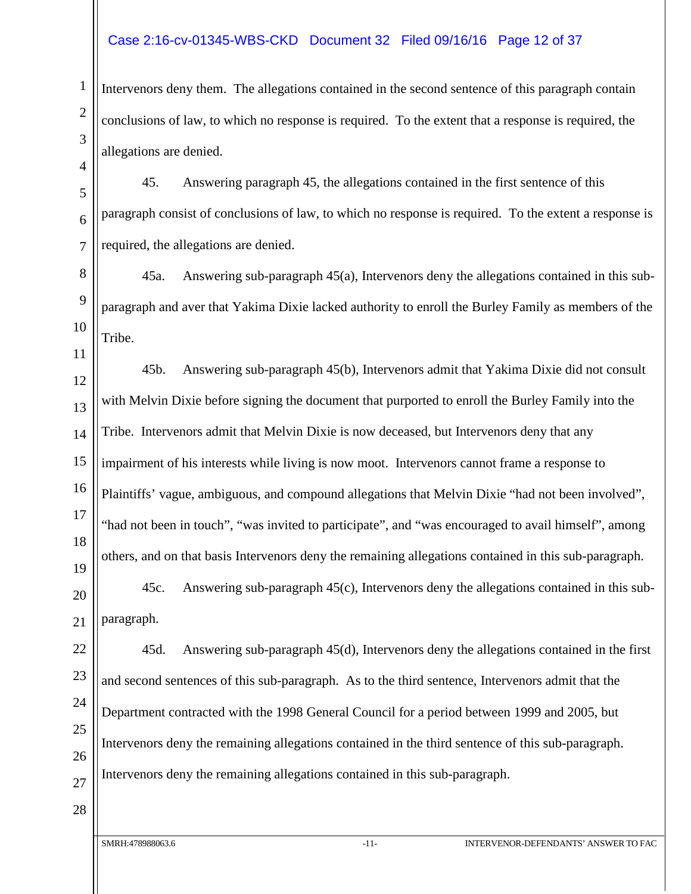Intervenors deny them. The allegations contained in the second sentence of this paragraph contain conclusions of law, to which no response is required. To the extent that a response is required, the allegations are denied.

45. Answering paragraph 45, the allegations contained in the first sentence of this paragraph consist of conclusions of law, to which no response is required. To the extent a response is required, the allegations are denied.

45a. Answering sub-paragraph 45(a), Intervenors deny the allegations contained in this sub-paragraph and aver that Yakima Dixie lacked authority to enroll the Burley Family as members of the Tribe.

45b. Answering sub-paragraph 45(b), Intervenors admit that Yakima Dixie did not consult with Melvin Dixie before signing the document that purported to enroll the Burley Family into the Tribe. Intervenors admit that Melvin Dixie is now deceased, but Intervenors deny that any impairment of his interests while living is now moot. Intervenors cannot frame a response to Plaintiffs' vague, ambiguous, and compound allegations that Melvin Dixie "had not been involved", "had not been in touch", "was invited to participate", and "was encouraged to avail himself", among others, and on that basis Intervenors deny the remaining allegations contained in this sub-paragraph.

45c. Answering sub-paragraph 45(c), Intervenors deny the allegations contained in this sub-paragraph.

45d. Answering sub-paragraph 45(d), Intervenors deny the allegations contained in the first and second sentences of this sub-paragraph. As to the third sentence, Intervenors admit that the Department contracted with the 1998 General Council for a period between 1999 and 2005, but Intervenors deny the remaining allegations contained in the third sentence of this sub-paragraph. Intervenors deny the remaining allegations contained in this sub-paragraph.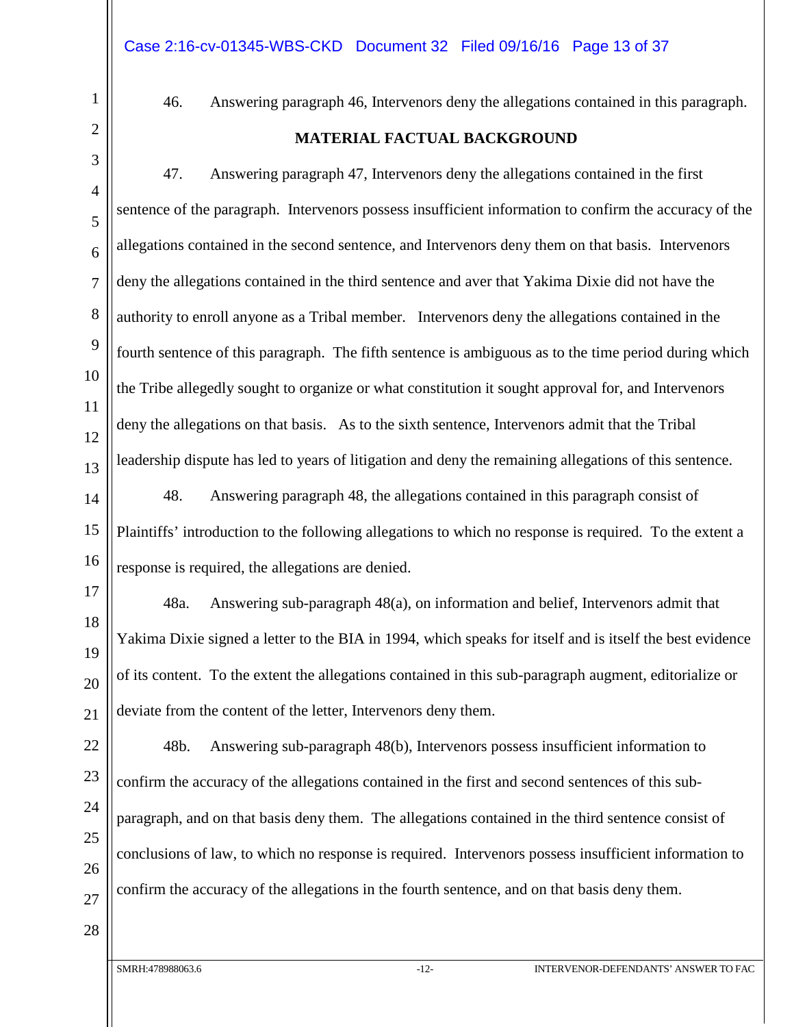46. Answering paragraph 46, Intervenors deny the allegations contained in this paragraph.

**MATERIAL FACTUAL BACKGROUND**

47. Answering paragraph 47, Intervenors deny the allegations contained in the first sentence of the paragraph. Intervenors possess insufficient information to confirm the accuracy of the allegations contained in the second sentence, and Intervenors deny them on that basis. Intervenors deny the allegations contained in the third sentence and aver that Yakima Dixie did not have the authority to enroll anyone as a Tribal member. Intervenors deny the allegations contained in the fourth sentence of this paragraph. The fifth sentence is ambiguous as to the time period during which the Tribe allegedly sought to organize or what constitution it sought approval for, and Intervenors deny the allegations on that basis. As to the sixth sentence, Intervenors admit that the Tribal leadership dispute has led to years of litigation and deny the remaining allegations of this sentence.

48. Answering paragraph 48, the allegations contained in this paragraph consist of Plaintiffs' introduction to the following allegations to which no response is required. To the extent a response is required, the allegations are denied.

48a. Answering sub-paragraph 48(a), on information and belief, Intervenors admit that Yakima Dixie signed a letter to the BIA in 1994, which speaks for itself and is itself the best evidence of its content. To the extent the allegations contained in this sub-paragraph augment, editorialize or deviate from the content of the letter, Intervenors deny them.

48b. Answering sub-paragraph 48(b), Intervenors possess insufficient information to confirm the accuracy of the allegations contained in the first and second sentences of this sub-paragraph, and on that basis deny them. The allegations contained in the third sentence consist of conclusions of law, to which no response is required. Intervenors possess insufficient information to confirm the accuracy of the allegations in the fourth sentence, and on that basis deny them.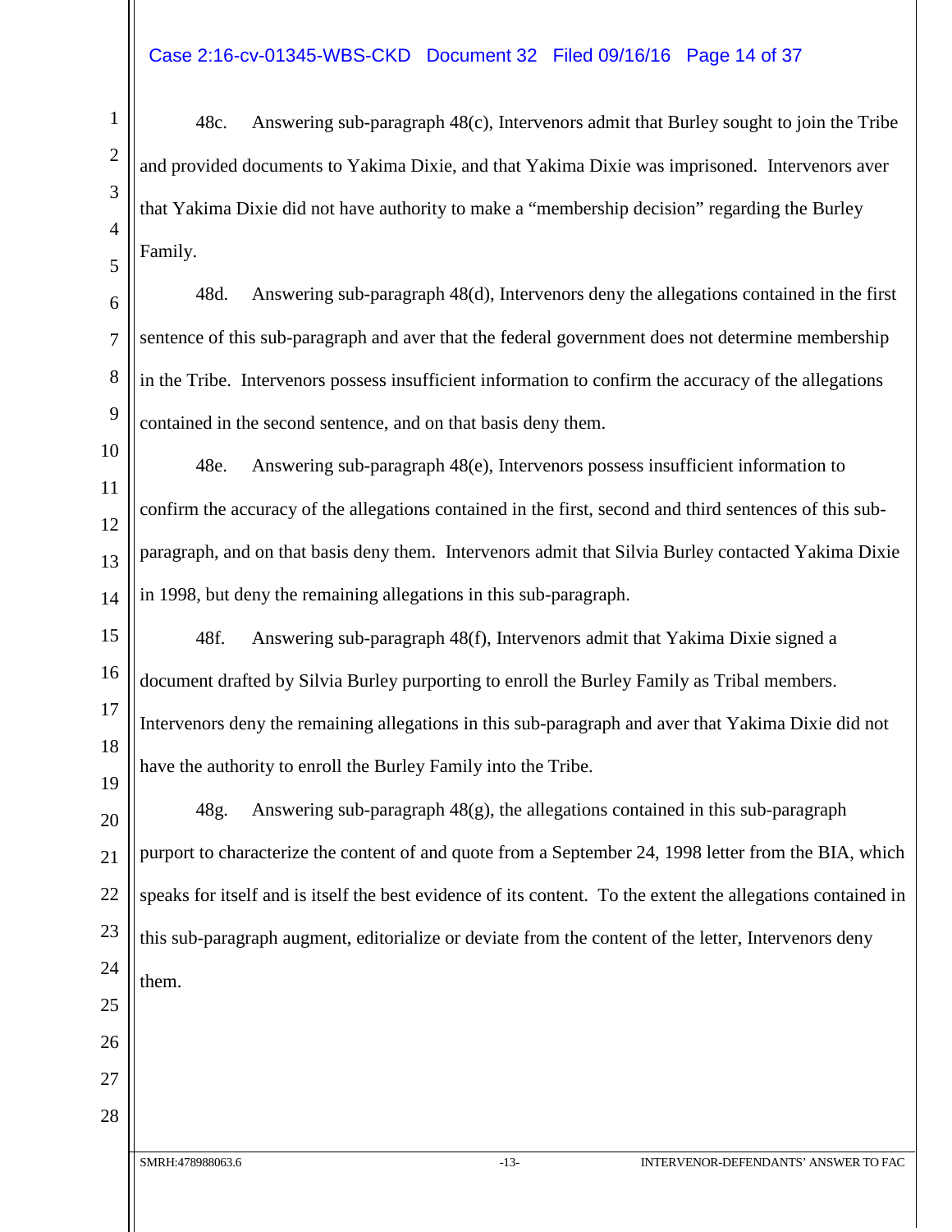48c. Answering sub-paragraph 48(c), Intervenors admit that Burley sought to join the Tribe and provided documents to Yakima Dixie, and that Yakima Dixie was imprisoned. Intervenors aver that Yakima Dixie did not have authority to make a "membership decision" regarding the Burley Family.

48d. Answering sub-paragraph 48(d), Intervenors deny the allegations contained in the first sentence of this sub-paragraph and aver that the federal government does not determine membership in the Tribe. Intervenors possess insufficient information to confirm the accuracy of the allegations contained in the second sentence, and on that basis deny them.

48e. Answering sub-paragraph 48(e), Intervenors possess insufficient information to confirm the accuracy of the allegations contained in the first, second and third sentences of this sub-paragraph, and on that basis deny them. Intervenors admit that Silvia Burley contacted Yakima Dixie in 1998, but deny the remaining allegations in this sub-paragraph.

48f. Answering sub-paragraph 48(f), Intervenors admit that Yakima Dixie signed a document drafted by Silvia Burley purporting to enroll the Burley Family as Tribal members. Intervenors deny the remaining allegations in this sub-paragraph and aver that Yakima Dixie did not have the authority to enroll the Burley Family into the Tribe.

48g. Answering sub-paragraph 48(g), the allegations contained in this sub-paragraph purport to characterize the content of and quote from a September 24, 1998 letter from the BIA, which speaks for itself and is itself the best evidence of its content. To the extent the allegations contained in this sub-paragraph augment, editorialize or deviate from the content of the letter, Intervenors deny them.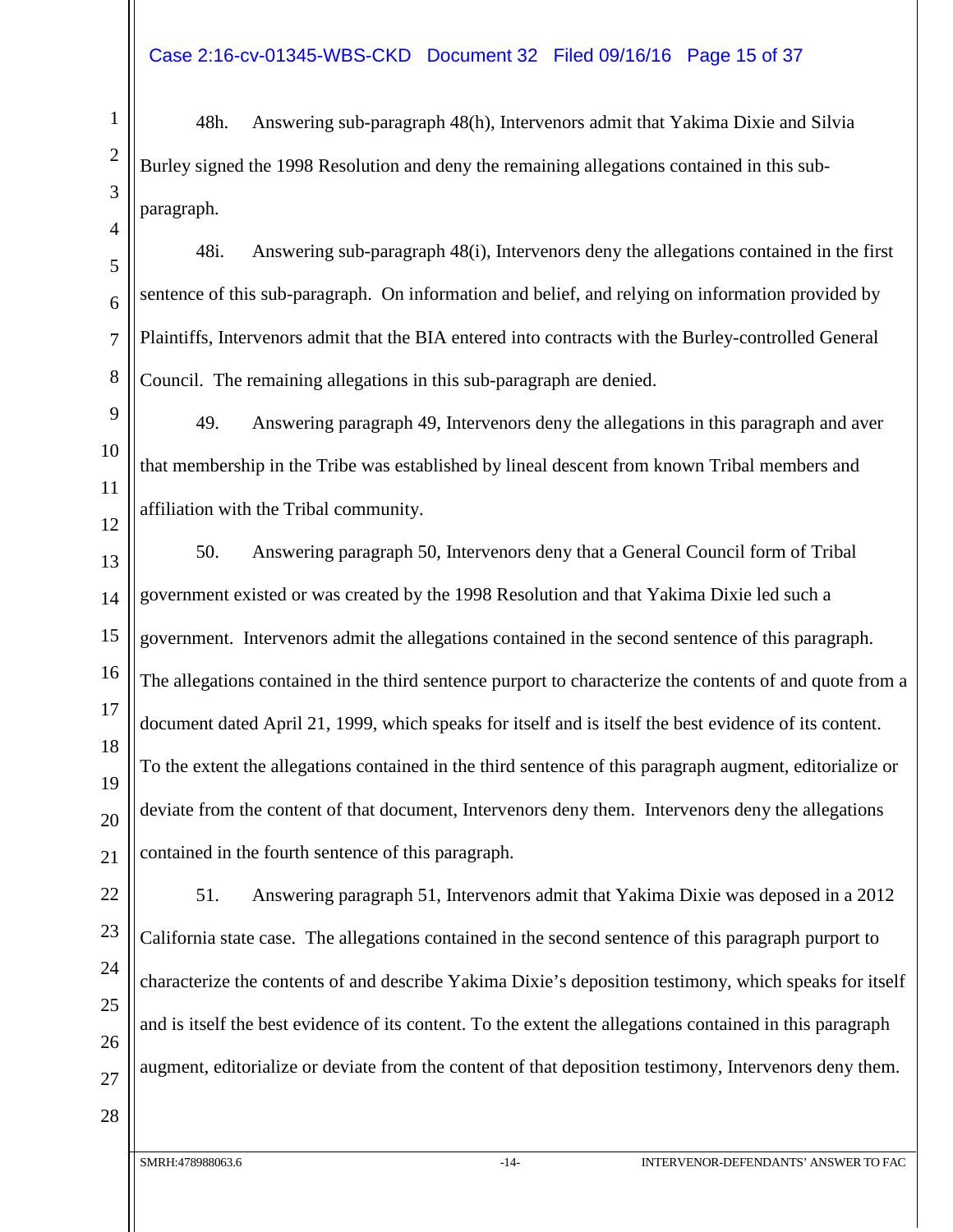48h. Answering sub-paragraph 48(h), Intervenors admit that Yakima Dixie and Silvia Burley signed the 1998 Resolution and deny the remaining allegations contained in this sub-paragraph.

48i. Answering sub-paragraph 48(i), Intervenors deny the allegations contained in the first sentence of this sub-paragraph. On information and belief, and relying on information provided by Plaintiffs, Intervenors admit that the BIA entered into contracts with the Burley-controlled General Council. The remaining allegations in this sub-paragraph are denied.

49. Answering paragraph 49, Intervenors deny the allegations in this paragraph and aver that membership in the Tribe was established by lineal descent from known Tribal members and affiliation with the Tribal community.

50. Answering paragraph 50, Intervenors deny that a General Council form of Tribal government existed or was created by the 1998 Resolution and that Yakima Dixie led such a government. Intervenors admit the allegations contained in the second sentence of this paragraph. The allegations contained in the third sentence purport to characterize the contents of and quote from a document dated April 21, 1999, which speaks for itself and is itself the best evidence of its content. To the extent the allegations contained in the third sentence of this paragraph augment, editorialize or deviate from the content of that document, Intervenors deny them. Intervenors deny the allegations contained in the fourth sentence of this paragraph.

51. Answering paragraph 51, Intervenors admit that Yakima Dixie was deposed in a 2012 California state case. The allegations contained in the second sentence of this paragraph purport to characterize the contents of and describe Yakima Dixie's deposition testimony, which speaks for itself and is itself the best evidence of its content. To the extent the allegations contained in this paragraph augment, editorialize or deviate from the content of that deposition testimony, Intervenors deny them.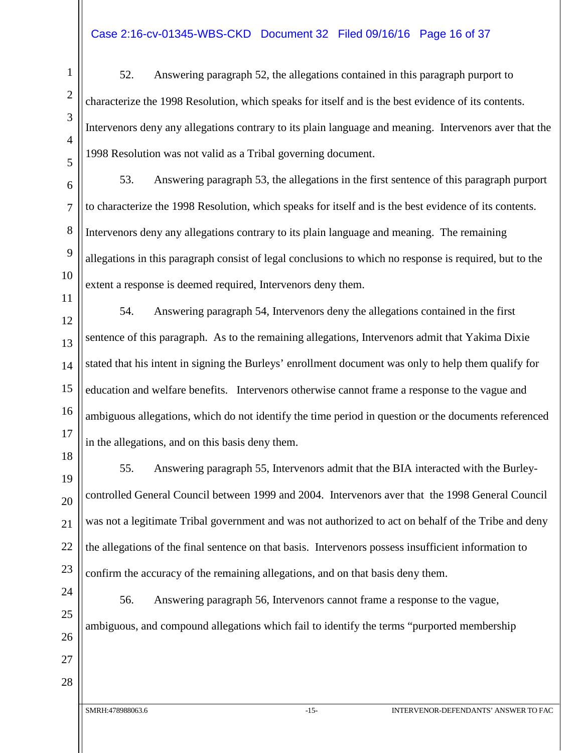52. Answering paragraph 52, the allegations contained in this paragraph purport to characterize the 1998 Resolution, which speaks for itself and is the best evidence of its contents. Intervenors deny any allegations contrary to its plain language and meaning. Intervenors aver that the 1998 Resolution was not valid as a Tribal governing document.

53. Answering paragraph 53, the allegations in the first sentence of this paragraph purport to characterize the 1998 Resolution, which speaks for itself and is the best evidence of its contents. Intervenors deny any allegations contrary to its plain language and meaning. The remaining allegations in this paragraph consist of legal conclusions to which no response is required, but to the extent a response is deemed required, Intervenors deny them.

54. Answering paragraph 54, Intervenors deny the allegations contained in the first sentence of this paragraph. As to the remaining allegations, Intervenors admit that Yakima Dixie stated that his intent in signing the Burleys' enrollment document was only to help them qualify for education and welfare benefits. Intervenors otherwise cannot frame a response to the vague and ambiguous allegations, which do not identify the time period in question or the documents referenced in the allegations, and on this basis deny them.

55. Answering paragraph 55, Intervenors admit that the BIA interacted with the Burley-controlled General Council between 1999 and 2004. Intervenors aver that the 1998 General Council was not a legitimate Tribal government and was not authorized to act on behalf of the Tribe and deny the allegations of the final sentence on that basis. Intervenors possess insufficient information to confirm the accuracy of the remaining allegations, and on that basis deny them.

56. Answering paragraph 56, Intervenors cannot frame a response to the vague, ambiguous, and compound allegations which fail to identify the terms "purported membership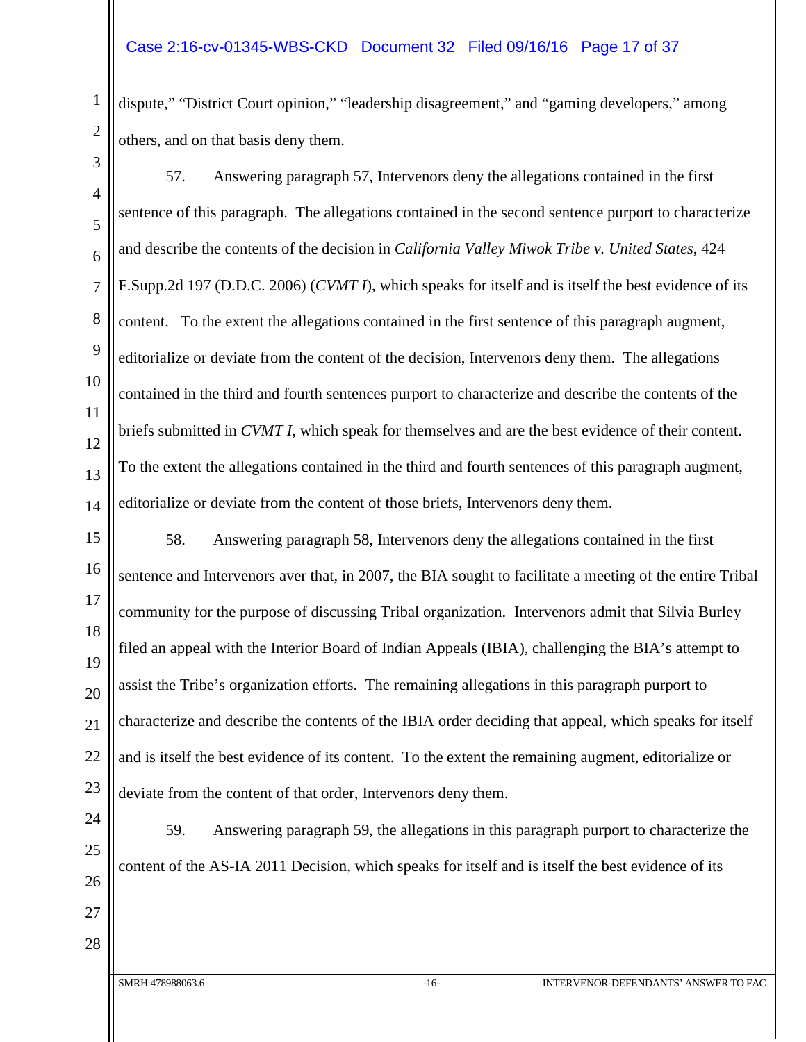dispute," "District Court opinion," "leadership disagreement," and "gaming developers," among others, and on that basis deny them.

57. Answering paragraph 57, Intervenors deny the allegations contained in the first sentence of this paragraph. The allegations contained in the second sentence purport to characterize and describe the contents of the decision in *California Valley Miwok Tribe v. United States*, 424 F.Supp.2d 197 (D.D.C. 2006) (*CVMT I*), which speaks for itself and is itself the best evidence of its content. To the extent the allegations contained in the first sentence of this paragraph augment, editorialize or deviate from the content of the decision, Intervenors deny them. The allegations contained in the third and fourth sentences purport to characterize and describe the contents of the briefs submitted in *CVMT I*, which speak for themselves and are the best evidence of their content. To the extent the allegations contained in the third and fourth sentences of this paragraph augment, editorialize or deviate from the content of those briefs, Intervenors deny them.

58. Answering paragraph 58, Intervenors deny the allegations contained in the first sentence and Intervenors aver that, in 2007, the BIA sought to facilitate a meeting of the entire Tribal community for the purpose of discussing Tribal organization. Intervenors admit that Silvia Burley filed an appeal with the Interior Board of Indian Appeals (IBIA), challenging the BIA's attempt to assist the Tribe's organization efforts. The remaining allegations in this paragraph purport to characterize and describe the contents of the IBIA order deciding that appeal, which speaks for itself and is itself the best evidence of its content. To the extent the remaining augment, editorialize or deviate from the content of that order, Intervenors deny them.

59. Answering paragraph 59, the allegations in this paragraph purport to characterize the content of the AS-IA 2011 Decision, which speaks for itself and is itself the best evidence of its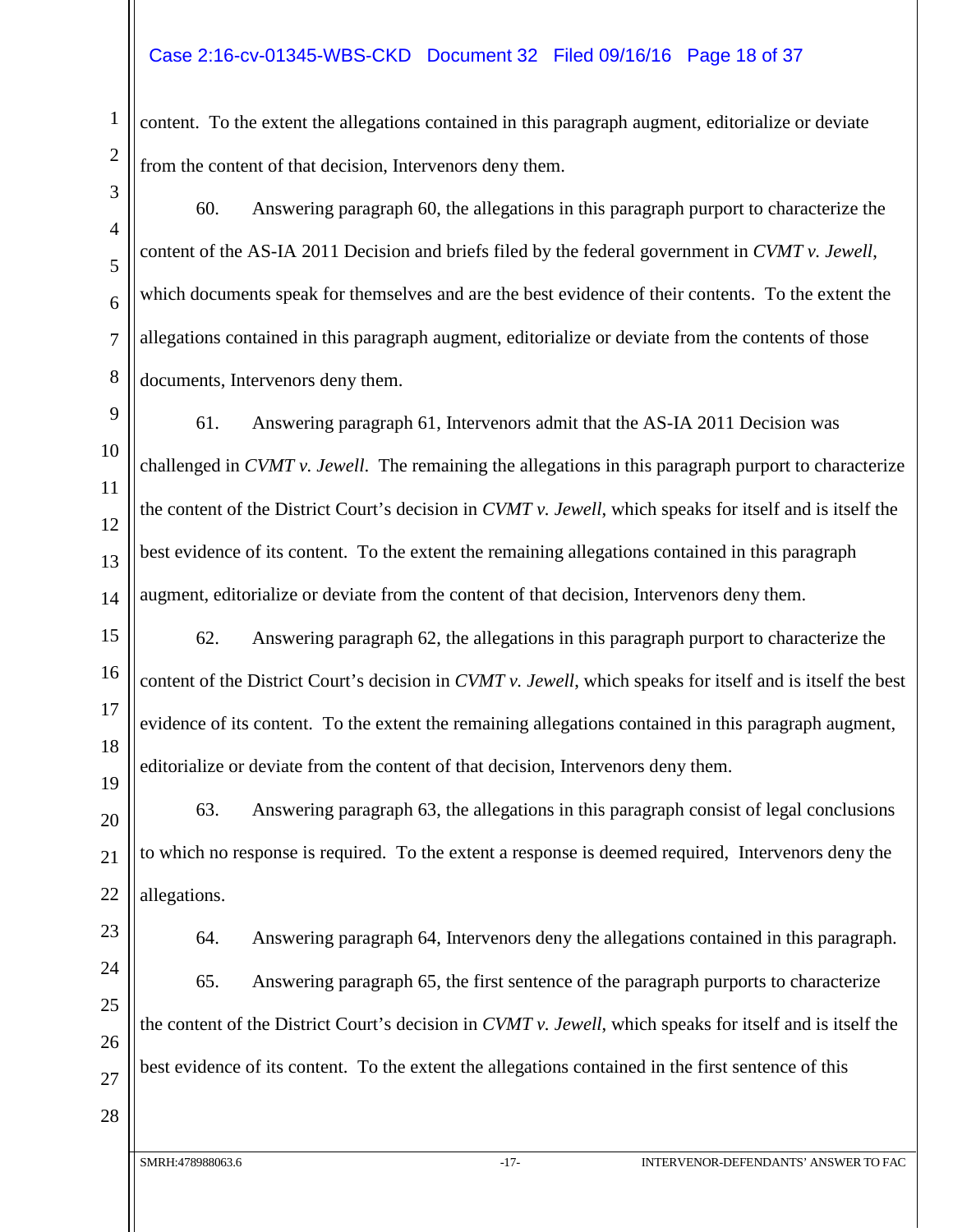content. To the extent the allegations contained in this paragraph augment, editorialize or deviate from the content of that decision, Intervenors deny them.

60. Answering paragraph 60, the allegations in this paragraph purport to characterize the content of the AS-IA 2011 Decision and briefs filed by the federal government in *CVMT v. Jewell*, which documents speak for themselves and are the best evidence of their contents. To the extent the allegations contained in this paragraph augment, editorialize or deviate from the contents of those documents, Intervenors deny them.

61. Answering paragraph 61, Intervenors admit that the AS-IA 2011 Decision was challenged in *CVMT v. Jewell*. The remaining the allegations in this paragraph purport to characterize the content of the District Court's decision in *CVMT v. Jewell*, which speaks for itself and is itself the best evidence of its content. To the extent the remaining allegations contained in this paragraph augment, editorialize or deviate from the content of that decision, Intervenors deny them.

62. Answering paragraph 62, the allegations in this paragraph purport to characterize the content of the District Court's decision in *CVMT v. Jewell*, which speaks for itself and is itself the best evidence of its content. To the extent the remaining allegations contained in this paragraph augment, editorialize or deviate from the content of that decision, Intervenors deny them.

63. Answering paragraph 63, the allegations in this paragraph consist of legal conclusions to which no response is required. To the extent a response is deemed required, Intervenors deny the allegations.

64. Answering paragraph 64, Intervenors deny the allegations contained in this paragraph.

65. Answering paragraph 65, the first sentence of the paragraph purports to characterize the content of the District Court's decision in *CVMT v. Jewell*, which speaks for itself and is itself the best evidence of its content. To the extent the allegations contained in the first sentence of this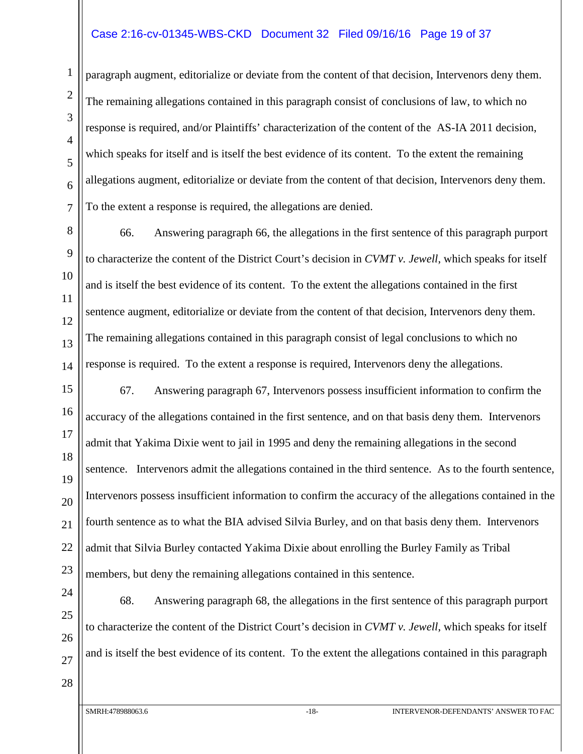paragraph augment, editorialize or deviate from the content of that decision, Intervenors deny them. The remaining allegations contained in this paragraph consist of conclusions of law, to which no response is required, and/or Plaintiffs' characterization of the content of the AS-IA 2011 decision, which speaks for itself and is itself the best evidence of its content. To the extent the remaining allegations augment, editorialize or deviate from the content of that decision, Intervenors deny them. To the extent a response is required, the allegations are denied.

66. Answering paragraph 66, the allegations in the first sentence of this paragraph purport to characterize the content of the District Court's decision in *CVMT v. Jewell*, which speaks for itself and is itself the best evidence of its content. To the extent the allegations contained in the first sentence augment, editorialize or deviate from the content of that decision, Intervenors deny them. The remaining allegations contained in this paragraph consist of legal conclusions to which no response is required. To the extent a response is required, Intervenors deny the allegations.

67. Answering paragraph 67, Intervenors possess insufficient information to confirm the accuracy of the allegations contained in the first sentence, and on that basis deny them. Intervenors admit that Yakima Dixie went to jail in 1995 and deny the remaining allegations in the second sentence. Intervenors admit the allegations contained in the third sentence. As to the fourth sentence, Intervenors possess insufficient information to confirm the accuracy of the allegations contained in the fourth sentence as to what the BIA advised Silvia Burley, and on that basis deny them. Intervenors admit that Silvia Burley contacted Yakima Dixie about enrolling the Burley Family as Tribal members, but deny the remaining allegations contained in this sentence.

68. Answering paragraph 68, the allegations in the first sentence of this paragraph purport to characterize the content of the District Court's decision in *CVMT v. Jewell*, which speaks for itself and is itself the best evidence of its content. To the extent the allegations contained in this paragraph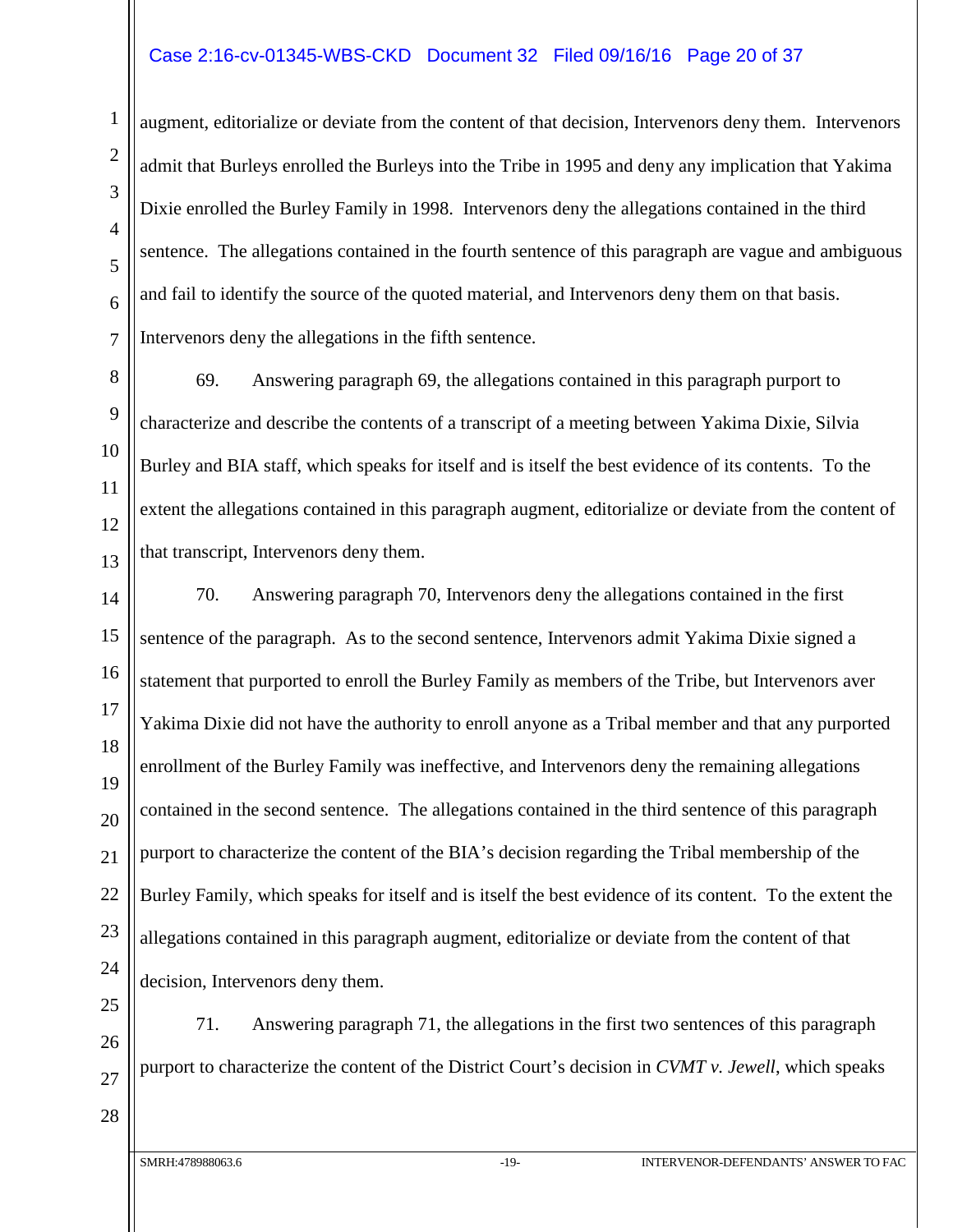augment, editorialize or deviate from the content of that decision, Intervenors deny them. Intervenors admit that Burleys enrolled the Burleys into the Tribe in 1995 and deny any implication that Yakima Dixie enrolled the Burley Family in 1998. Intervenors deny the allegations contained in the third sentence. The allegations contained in the fourth sentence of this paragraph are vague and ambiguous and fail to identify the source of the quoted material, and Intervenors deny them on that basis. Intervenors deny the allegations in the fifth sentence.

69. Answering paragraph 69, the allegations contained in this paragraph purport to characterize and describe the contents of a transcript of a meeting between Yakima Dixie, Silvia Burley and BIA staff, which speaks for itself and is itself the best evidence of its contents. To the extent the allegations contained in this paragraph augment, editorialize or deviate from the content of that transcript, Intervenors deny them.

70. Answering paragraph 70, Intervenors deny the allegations contained in the first sentence of the paragraph. As to the second sentence, Intervenors admit Yakima Dixie signed a statement that purported to enroll the Burley Family as members of the Tribe, but Intervenors aver Yakima Dixie did not have the authority to enroll anyone as a Tribal member and that any purported enrollment of the Burley Family was ineffective, and Intervenors deny the remaining allegations contained in the second sentence. The allegations contained in the third sentence of this paragraph purport to characterize the content of the BIA's decision regarding the Tribal membership of the Burley Family, which speaks for itself and is itself the best evidence of its content. To the extent the allegations contained in this paragraph augment, editorialize or deviate from the content of that decision, Intervenors deny them.

71. Answering paragraph 71, the allegations in the first two sentences of this paragraph purport to characterize the content of the District Court's decision in *CVMT v. Jewell*, which speaks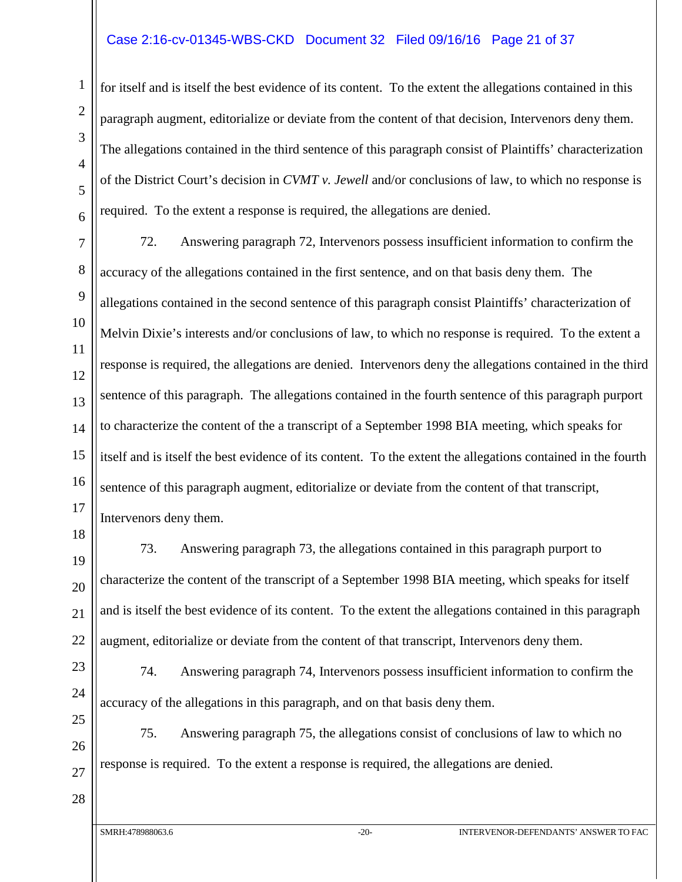for itself and is itself the best evidence of its content. To the extent the allegations contained in this paragraph augment, editorialize or deviate from the content of that decision, Intervenors deny them. The allegations contained in the third sentence of this paragraph consist of Plaintiffs' characterization of the District Court's decision in *CVMT v. Jewell* and/or conclusions of law, to which no response is required. To the extent a response is required, the allegations are denied.

72. Answering paragraph 72, Intervenors possess insufficient information to confirm the accuracy of the allegations contained in the first sentence, and on that basis deny them. The allegations contained in the second sentence of this paragraph consist Plaintiffs' characterization of Melvin Dixie's interests and/or conclusions of law, to which no response is required. To the extent a response is required, the allegations are denied. Intervenors deny the allegations contained in the third sentence of this paragraph. The allegations contained in the fourth sentence of this paragraph purport to characterize the content of the a transcript of a September 1998 BIA meeting, which speaks for itself and is itself the best evidence of its content. To the extent the allegations contained in the fourth sentence of this paragraph augment, editorialize or deviate from the content of that transcript, Intervenors deny them.

73. Answering paragraph 73, the allegations contained in this paragraph purport to characterize the content of the transcript of a September 1998 BIA meeting, which speaks for itself and is itself the best evidence of its content. To the extent the allegations contained in this paragraph augment, editorialize or deviate from the content of that transcript, Intervenors deny them.

74. Answering paragraph 74, Intervenors possess insufficient information to confirm the accuracy of the allegations in this paragraph, and on that basis deny them.

75. Answering paragraph 75, the allegations consist of conclusions of law to which no response is required. To the extent a response is required, the allegations are denied.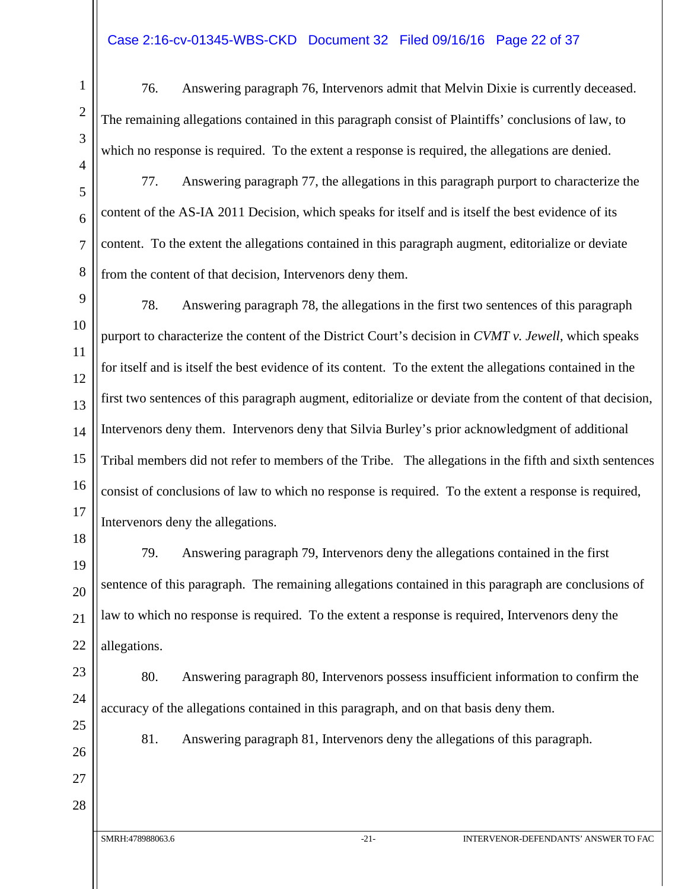76. Answering paragraph 76, Intervenors admit that Melvin Dixie is currently deceased. The remaining allegations contained in this paragraph consist of Plaintiffs' conclusions of law, to which no response is required. To the extent a response is required, the allegations are denied.

77. Answering paragraph 77, the allegations in this paragraph purport to characterize the content of the AS-IA 2011 Decision, which speaks for itself and is itself the best evidence of its content. To the extent the allegations contained in this paragraph augment, editorialize or deviate from the content of that decision, Intervenors deny them.

78. Answering paragraph 78, the allegations in the first two sentences of this paragraph purport to characterize the content of the District Court's decision in *CVMT v. Jewell*, which speaks for itself and is itself the best evidence of its content. To the extent the allegations contained in the first two sentences of this paragraph augment, editorialize or deviate from the content of that decision, Intervenors deny them. Intervenors deny that Silvia Burley's prior acknowledgment of additional Tribal members did not refer to members of the Tribe. The allegations in the fifth and sixth sentences consist of conclusions of law to which no response is required. To the extent a response is required, Intervenors deny the allegations.

79. Answering paragraph 79, Intervenors deny the allegations contained in the first sentence of this paragraph. The remaining allegations contained in this paragraph are conclusions of law to which no response is required. To the extent a response is required, Intervenors deny the allegations.

80. Answering paragraph 80, Intervenors possess insufficient information to confirm the accuracy of the allegations contained in this paragraph, and on that basis deny them.

81. Answering paragraph 81, Intervenors deny the allegations of this paragraph.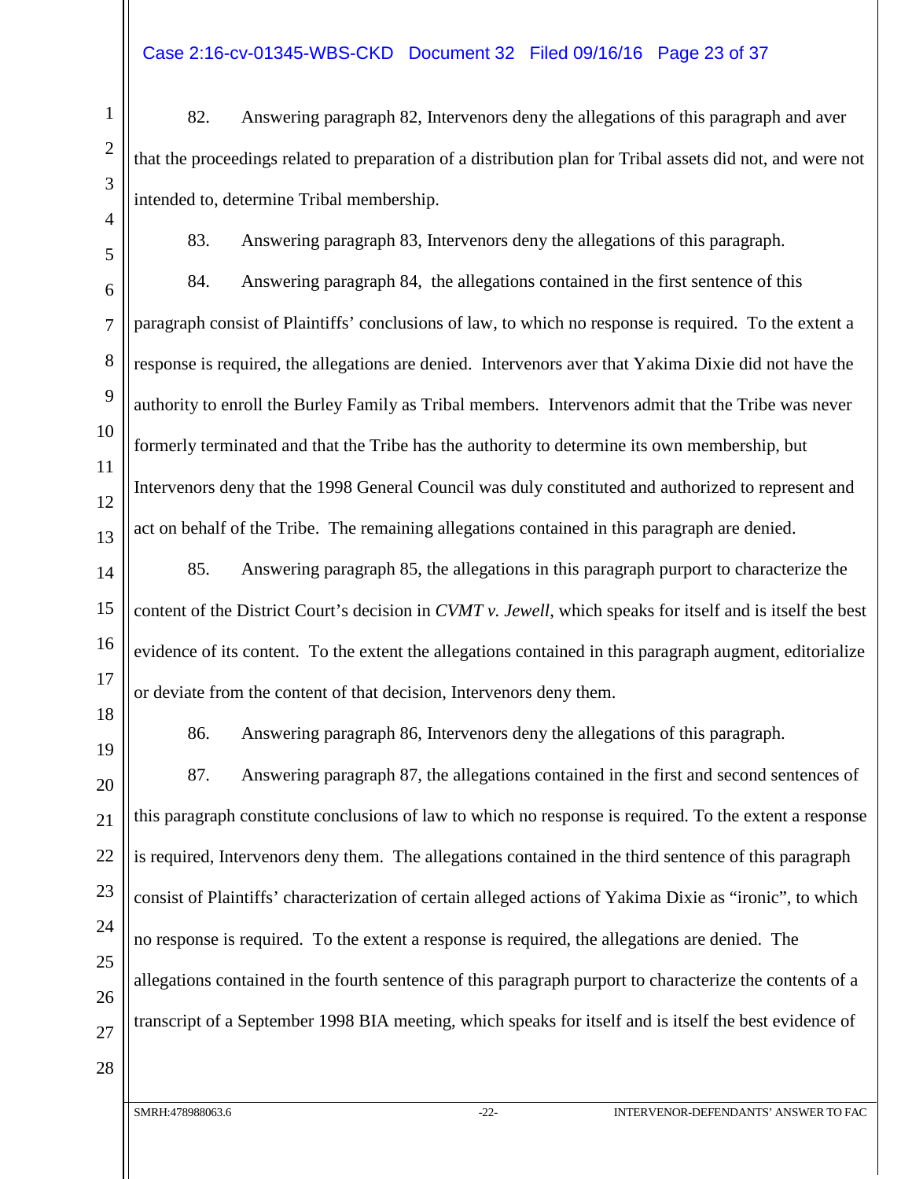82. Answering paragraph 82, Intervenors deny the allegations of this paragraph and aver that the proceedings related to preparation of a distribution plan for Tribal assets did not, and were not intended to, determine Tribal membership.

83. Answering paragraph 83, Intervenors deny the allegations of this paragraph.

84. Answering paragraph 84, the allegations contained in the first sentence of this paragraph consist of Plaintiffs' conclusions of law, to which no response is required. To the extent a response is required, the allegations are denied. Intervenors aver that Yakima Dixie did not have the authority to enroll the Burley Family as Tribal members. Intervenors admit that the Tribe was never formerly terminated and that the Tribe has the authority to determine its own membership, but Intervenors deny that the 1998 General Council was duly constituted and authorized to represent and act on behalf of the Tribe. The remaining allegations contained in this paragraph are denied.

85. Answering paragraph 85, the allegations in this paragraph purport to characterize the content of the District Court's decision in *CVMT v. Jewell*, which speaks for itself and is itself the best evidence of its content. To the extent the allegations contained in this paragraph augment, editorialize or deviate from the content of that decision, Intervenors deny them.

86. Answering paragraph 86, Intervenors deny the allegations of this paragraph.

87. Answering paragraph 87, the allegations contained in the first and second sentences of this paragraph constitute conclusions of law to which no response is required. To the extent a response is required, Intervenors deny them. The allegations contained in the third sentence of this paragraph consist of Plaintiffs' characterization of certain alleged actions of Yakima Dixie as "ironic", to which no response is required. To the extent a response is required, the allegations are denied. The allegations contained in the fourth sentence of this paragraph purport to characterize the contents of a transcript of a September 1998 BIA meeting, which speaks for itself and is itself the best evidence of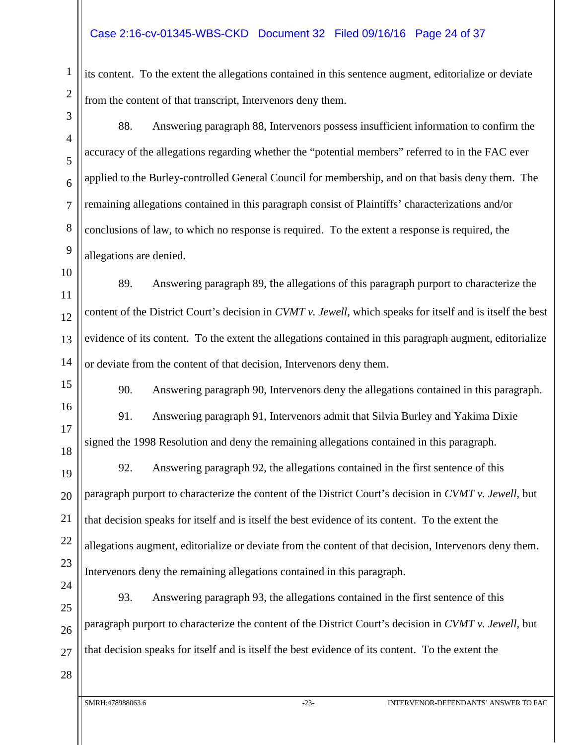its content. To the extent the allegations contained in this sentence augment, editorialize or deviate from the content of that transcript, Intervenors deny them.

88. Answering paragraph 88, Intervenors possess insufficient information to confirm the accuracy of the allegations regarding whether the "potential members" referred to in the FAC ever applied to the Burley-controlled General Council for membership, and on that basis deny them. The remaining allegations contained in this paragraph consist of Plaintiffs' characterizations and/or conclusions of law, to which no response is required. To the extent a response is required, the allegations are denied.

89. Answering paragraph 89, the allegations of this paragraph purport to characterize the content of the District Court's decision in *CVMT v. Jewell*, which speaks for itself and is itself the best evidence of its content. To the extent the allegations contained in this paragraph augment, editorialize or deviate from the content of that decision, Intervenors deny them.

90. Answering paragraph 90, Intervenors deny the allegations contained in this paragraph.

91. Answering paragraph 91, Intervenors admit that Silvia Burley and Yakima Dixie signed the 1998 Resolution and deny the remaining allegations contained in this paragraph.

92. Answering paragraph 92, the allegations contained in the first sentence of this paragraph purport to characterize the content of the District Court's decision in *CVMT v. Jewell*, but that decision speaks for itself and is itself the best evidence of its content. To the extent the allegations augment, editorialize or deviate from the content of that decision, Intervenors deny them. Intervenors deny the remaining allegations contained in this paragraph.

93. Answering paragraph 93, the allegations contained in the first sentence of this paragraph purport to characterize the content of the District Court's decision in *CVMT v. Jewell*, but that decision speaks for itself and is itself the best evidence of its content. To the extent the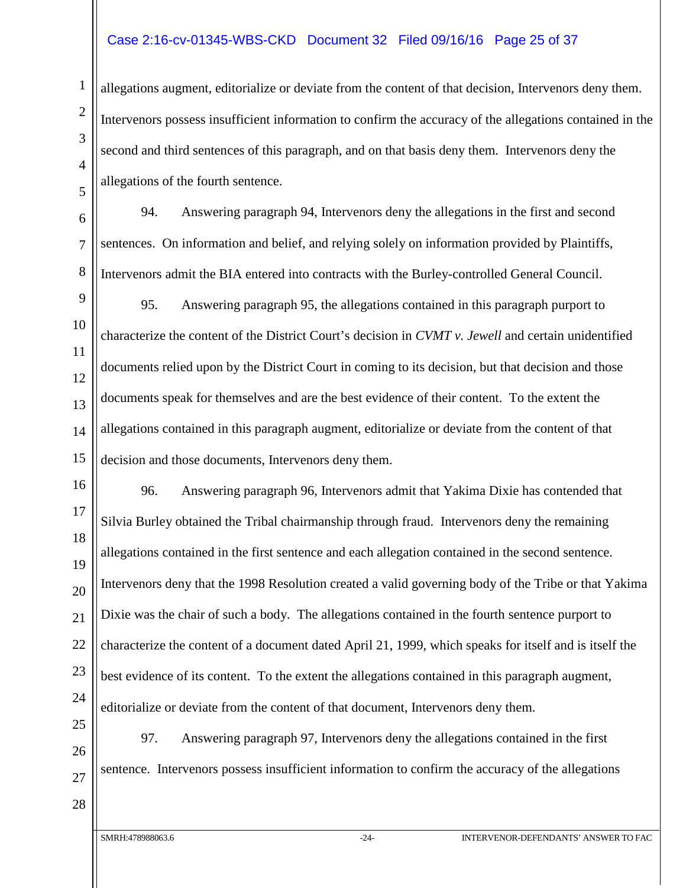allegations augment, editorialize or deviate from the content of that decision, Intervenors deny them. Intervenors possess insufficient information to confirm the accuracy of the allegations contained in the second and third sentences of this paragraph, and on that basis deny them. Intervenors deny the allegations of the fourth sentence.

94. Answering paragraph 94, Intervenors deny the allegations in the first and second sentences. On information and belief, and relying solely on information provided by Plaintiffs, Intervenors admit the BIA entered into contracts with the Burley-controlled General Council.

95. Answering paragraph 95, the allegations contained in this paragraph purport to characterize the content of the District Court's decision in *CVMT v. Jewell* and certain unidentified documents relied upon by the District Court in coming to its decision, but that decision and those documents speak for themselves and are the best evidence of their content. To the extent the allegations contained in this paragraph augment, editorialize or deviate from the content of that decision and those documents, Intervenors deny them.

96. Answering paragraph 96, Intervenors admit that Yakima Dixie has contended that Silvia Burley obtained the Tribal chairmanship through fraud. Intervenors deny the remaining allegations contained in the first sentence and each allegation contained in the second sentence. Intervenors deny that the 1998 Resolution created a valid governing body of the Tribe or that Yakima Dixie was the chair of such a body. The allegations contained in the fourth sentence purport to characterize the content of a document dated April 21, 1999, which speaks for itself and is itself the best evidence of its content. To the extent the allegations contained in this paragraph augment, editorialize or deviate from the content of that document, Intervenors deny them.

97. Answering paragraph 97, Intervenors deny the allegations contained in the first sentence. Intervenors possess insufficient information to confirm the accuracy of the allegations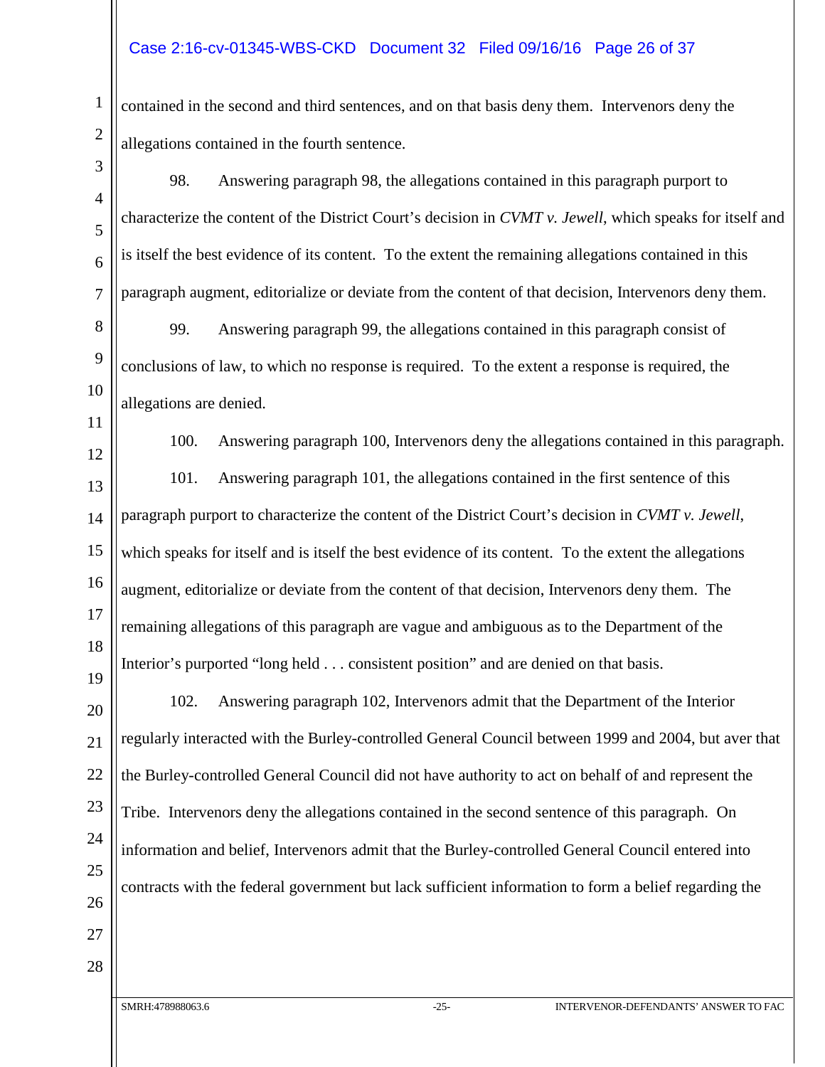contained in the second and third sentences, and on that basis deny them. Intervenors deny the allegations contained in the fourth sentence.

98. Answering paragraph 98, the allegations contained in this paragraph purport to characterize the content of the District Court's decision in *CVMT v. Jewell*, which speaks for itself and is itself the best evidence of its content. To the extent the remaining allegations contained in this paragraph augment, editorialize or deviate from the content of that decision, Intervenors deny them.

99. Answering paragraph 99, the allegations contained in this paragraph consist of conclusions of law, to which no response is required. To the extent a response is required, the allegations are denied.

100. Answering paragraph 100, Intervenors deny the allegations contained in this paragraph.

101. Answering paragraph 101, the allegations contained in the first sentence of this paragraph purport to characterize the content of the District Court's decision in *CVMT v. Jewell*, which speaks for itself and is itself the best evidence of its content. To the extent the allegations augment, editorialize or deviate from the content of that decision, Intervenors deny them. The remaining allegations of this paragraph are vague and ambiguous as to the Department of the Interior's purported "long held . . . consistent position" and are denied on that basis.

102. Answering paragraph 102, Intervenors admit that the Department of the Interior regularly interacted with the Burley-controlled General Council between 1999 and 2004, but aver that the Burley-controlled General Council did not have authority to act on behalf of and represent the Tribe. Intervenors deny the allegations contained in the second sentence of this paragraph. On information and belief, Intervenors admit that the Burley-controlled General Council entered into contracts with the federal government but lack sufficient information to form a belief regarding the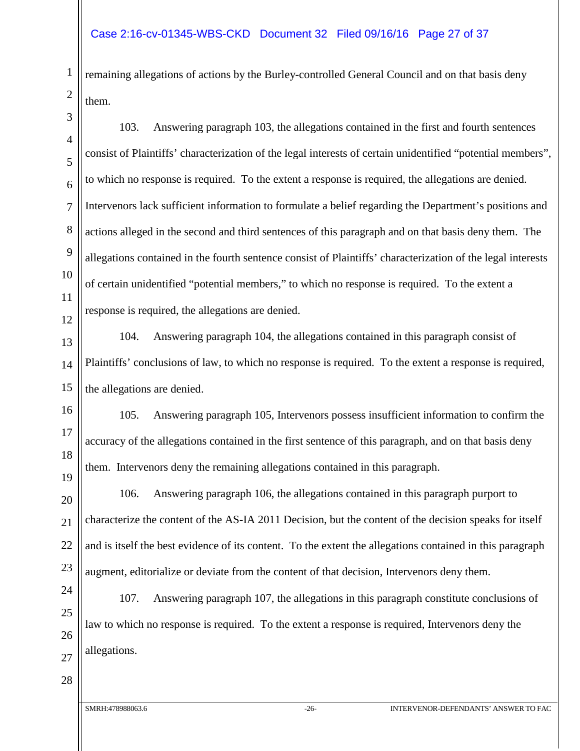remaining allegations of actions by the Burley-controlled General Council and on that basis deny them.

103. Answering paragraph 103, the allegations contained in the first and fourth sentences consist of Plaintiffs' characterization of the legal interests of certain unidentified "potential members", to which no response is required. To the extent a response is required, the allegations are denied. Intervenors lack sufficient information to formulate a belief regarding the Department's positions and actions alleged in the second and third sentences of this paragraph and on that basis deny them. The allegations contained in the fourth sentence consist of Plaintiffs' characterization of the legal interests of certain unidentified "potential members," to which no response is required. To the extent a response is required, the allegations are denied.

104. Answering paragraph 104, the allegations contained in this paragraph consist of Plaintiffs' conclusions of law, to which no response is required. To the extent a response is required, the allegations are denied.

105. Answering paragraph 105, Intervenors possess insufficient information to confirm the accuracy of the allegations contained in the first sentence of this paragraph, and on that basis deny them. Intervenors deny the remaining allegations contained in this paragraph.

106. Answering paragraph 106, the allegations contained in this paragraph purport to characterize the content of the AS-IA 2011 Decision, but the content of the decision speaks for itself and is itself the best evidence of its content. To the extent the allegations contained in this paragraph augment, editorialize or deviate from the content of that decision, Intervenors deny them.

107. Answering paragraph 107, the allegations in this paragraph constitute conclusions of law to which no response is required. To the extent a response is required, Intervenors deny the allegations.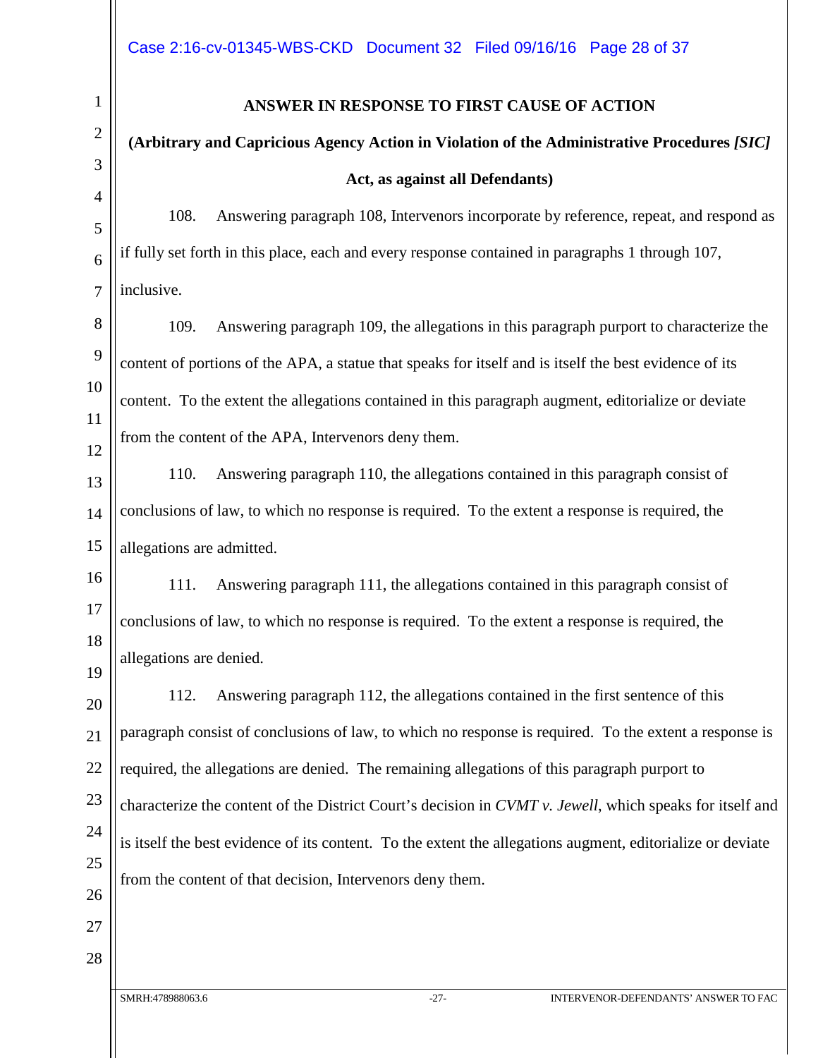**ANSWER IN RESPONSE TO FIRST CAUSE OF ACTION**

**(Arbitrary and Capricious Agency Action in Violation of the Administrative Procedures *[SIC]* Act, as against all Defendants)**

108. Answering paragraph 108, Intervenors incorporate by reference, repeat, and respond as if fully set forth in this place, each and every response contained in paragraphs 1 through 107, inclusive.

109. Answering paragraph 109, the allegations in this paragraph purport to characterize the content of portions of the APA, a statue that speaks for itself and is itself the best evidence of its content. To the extent the allegations contained in this paragraph augment, editorialize or deviate from the content of the APA, Intervenors deny them.

110. Answering paragraph 110, the allegations contained in this paragraph consist of conclusions of law, to which no response is required. To the extent a response is required, the allegations are admitted.

111. Answering paragraph 111, the allegations contained in this paragraph consist of conclusions of law, to which no response is required. To the extent a response is required, the allegations are denied.

112. Answering paragraph 112, the allegations contained in the first sentence of this paragraph consist of conclusions of law, to which no response is required. To the extent a response is required, the allegations are denied. The remaining allegations of this paragraph purport to characterize the content of the District Court's decision in *CVMT v. Jewell*, which speaks for itself and is itself the best evidence of its content. To the extent the allegations augment, editorialize or deviate from the content of that decision, Intervenors deny them.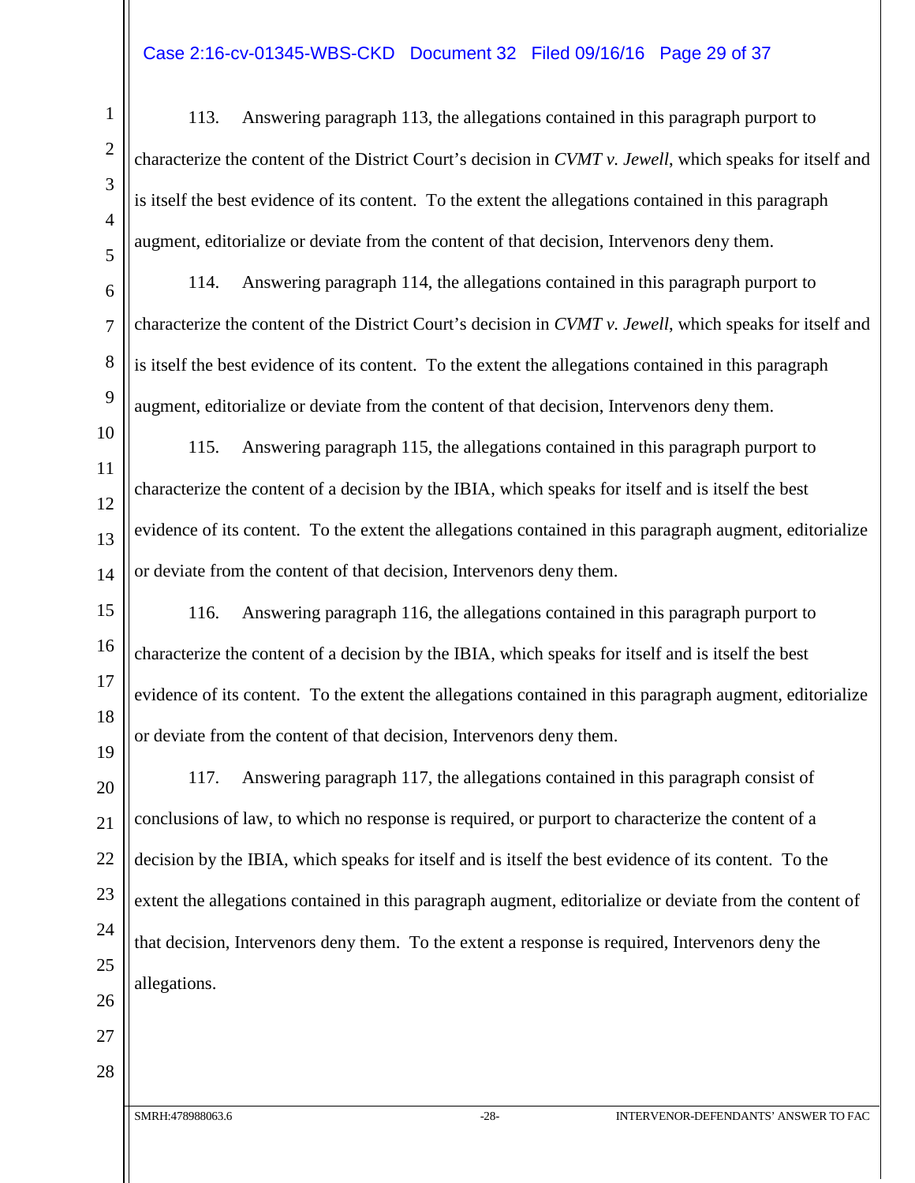113. Answering paragraph 113, the allegations contained in this paragraph purport to characterize the content of the District Court's decision in *CVMT v. Jewell*, which speaks for itself and is itself the best evidence of its content. To the extent the allegations contained in this paragraph augment, editorialize or deviate from the content of that decision, Intervenors deny them.

114. Answering paragraph 114, the allegations contained in this paragraph purport to characterize the content of the District Court's decision in *CVMT v. Jewell*, which speaks for itself and is itself the best evidence of its content. To the extent the allegations contained in this paragraph augment, editorialize or deviate from the content of that decision, Intervenors deny them.

115. Answering paragraph 115, the allegations contained in this paragraph purport to characterize the content of a decision by the IBIA, which speaks for itself and is itself the best evidence of its content. To the extent the allegations contained in this paragraph augment, editorialize or deviate from the content of that decision, Intervenors deny them.

116. Answering paragraph 116, the allegations contained in this paragraph purport to characterize the content of a decision by the IBIA, which speaks for itself and is itself the best evidence of its content. To the extent the allegations contained in this paragraph augment, editorialize or deviate from the content of that decision, Intervenors deny them.

117. Answering paragraph 117, the allegations contained in this paragraph consist of conclusions of law, to which no response is required, or purport to characterize the content of a decision by the IBIA, which speaks for itself and is itself the best evidence of its content. To the extent the allegations contained in this paragraph augment, editorialize or deviate from the content of that decision, Intervenors deny them. To the extent a response is required, Intervenors deny the allegations.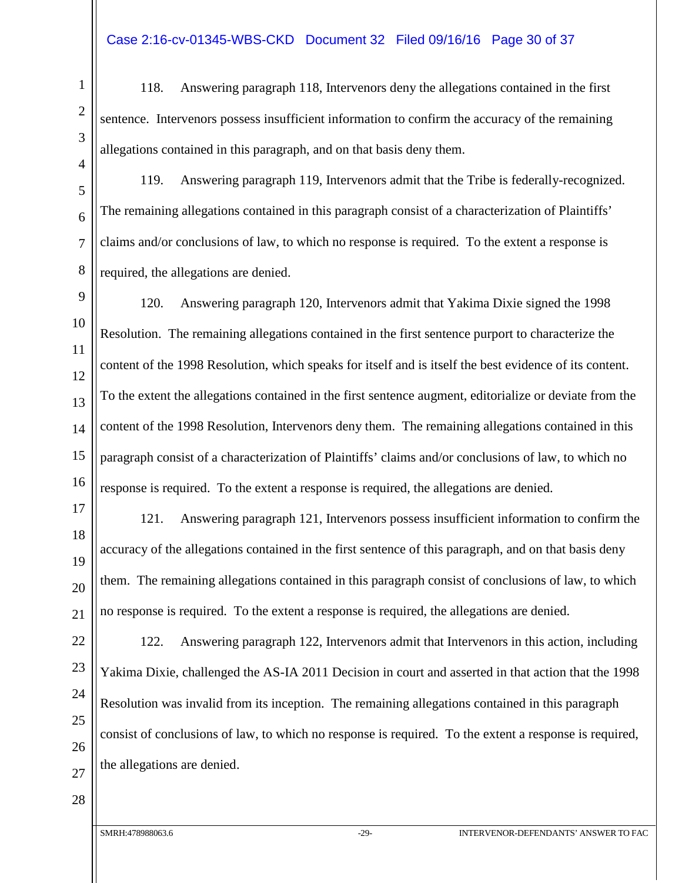118. Answering paragraph 118, Intervenors deny the allegations contained in the first sentence. Intervenors possess insufficient information to confirm the accuracy of the remaining allegations contained in this paragraph, and on that basis deny them.

119. Answering paragraph 119, Intervenors admit that the Tribe is federally-recognized. The remaining allegations contained in this paragraph consist of a characterization of Plaintiffs' claims and/or conclusions of law, to which no response is required. To the extent a response is required, the allegations are denied.

120. Answering paragraph 120, Intervenors admit that Yakima Dixie signed the 1998 Resolution. The remaining allegations contained in the first sentence purport to characterize the content of the 1998 Resolution, which speaks for itself and is itself the best evidence of its content. To the extent the allegations contained in the first sentence augment, editorialize or deviate from the content of the 1998 Resolution, Intervenors deny them. The remaining allegations contained in this paragraph consist of a characterization of Plaintiffs' claims and/or conclusions of law, to which no response is required. To the extent a response is required, the allegations are denied.

121. Answering paragraph 121, Intervenors possess insufficient information to confirm the accuracy of the allegations contained in the first sentence of this paragraph, and on that basis deny them. The remaining allegations contained in this paragraph consist of conclusions of law, to which no response is required. To the extent a response is required, the allegations are denied.

122. Answering paragraph 122, Intervenors admit that Intervenors in this action, including Yakima Dixie, challenged the AS-IA 2011 Decision in court and asserted in that action that the 1998 Resolution was invalid from its inception. The remaining allegations contained in this paragraph consist of conclusions of law, to which no response is required. To the extent a response is required, the allegations are denied.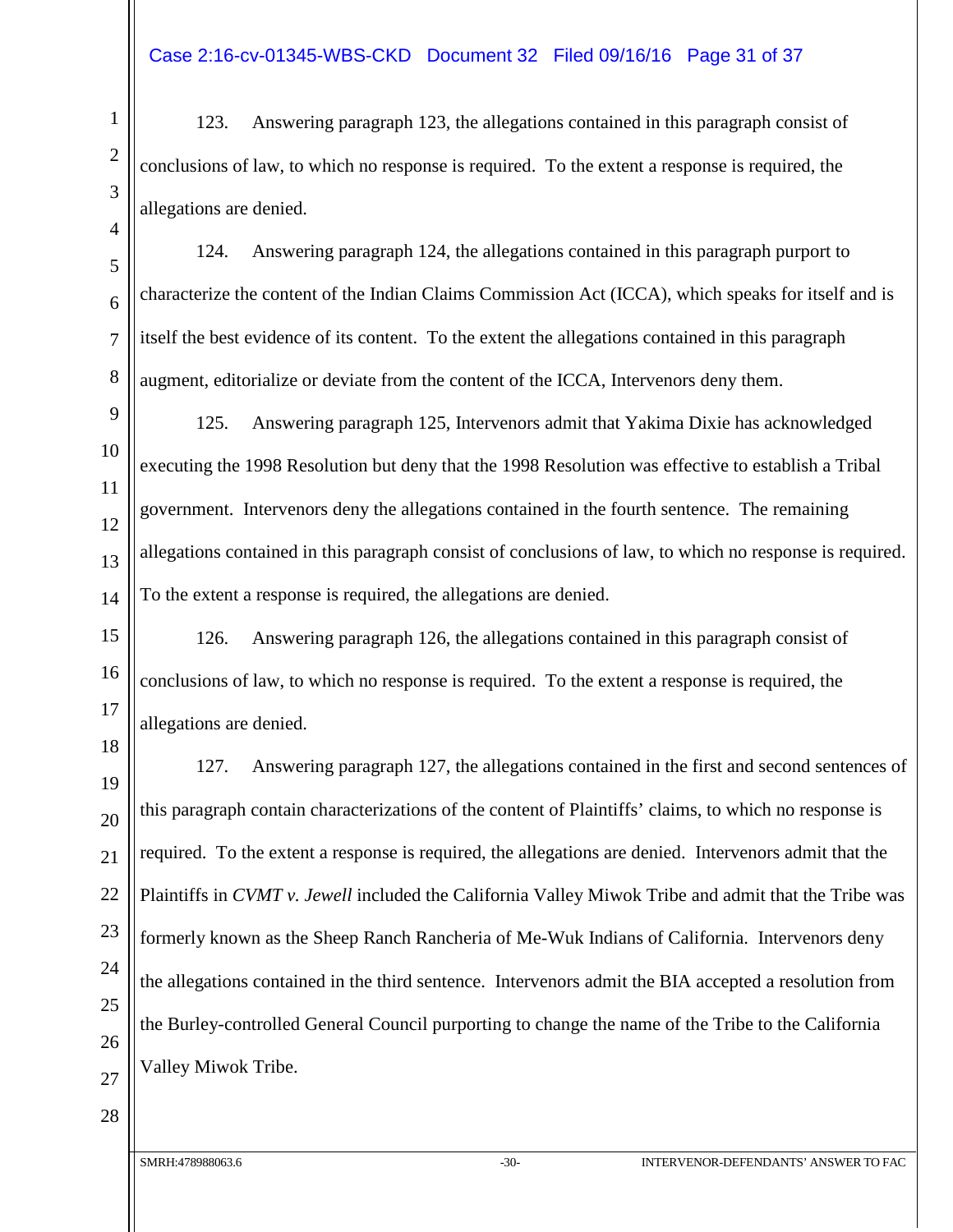123. Answering paragraph 123, the allegations contained in this paragraph consist of conclusions of law, to which no response is required. To the extent a response is required, the allegations are denied.

124. Answering paragraph 124, the allegations contained in this paragraph purport to characterize the content of the Indian Claims Commission Act (ICCA), which speaks for itself and is itself the best evidence of its content. To the extent the allegations contained in this paragraph augment, editorialize or deviate from the content of the ICCA, Intervenors deny them.

125. Answering paragraph 125, Intervenors admit that Yakima Dixie has acknowledged executing the 1998 Resolution but deny that the 1998 Resolution was effective to establish a Tribal government. Intervenors deny the allegations contained in the fourth sentence. The remaining allegations contained in this paragraph consist of conclusions of law, to which no response is required. To the extent a response is required, the allegations are denied.

126. Answering paragraph 126, the allegations contained in this paragraph consist of conclusions of law, to which no response is required. To the extent a response is required, the allegations are denied.

127. Answering paragraph 127, the allegations contained in the first and second sentences of this paragraph contain characterizations of the content of Plaintiffs' claims, to which no response is required. To the extent a response is required, the allegations are denied. Intervenors admit that the Plaintiffs in *CVMT v. Jewell* included the California Valley Miwok Tribe and admit that the Tribe was formerly known as the Sheep Ranch Rancheria of Me-Wuk Indians of California. Intervenors deny the allegations contained in the third sentence. Intervenors admit the BIA accepted a resolution from the Burley-controlled General Council purporting to change the name of the Tribe to the California Valley Miwok Tribe.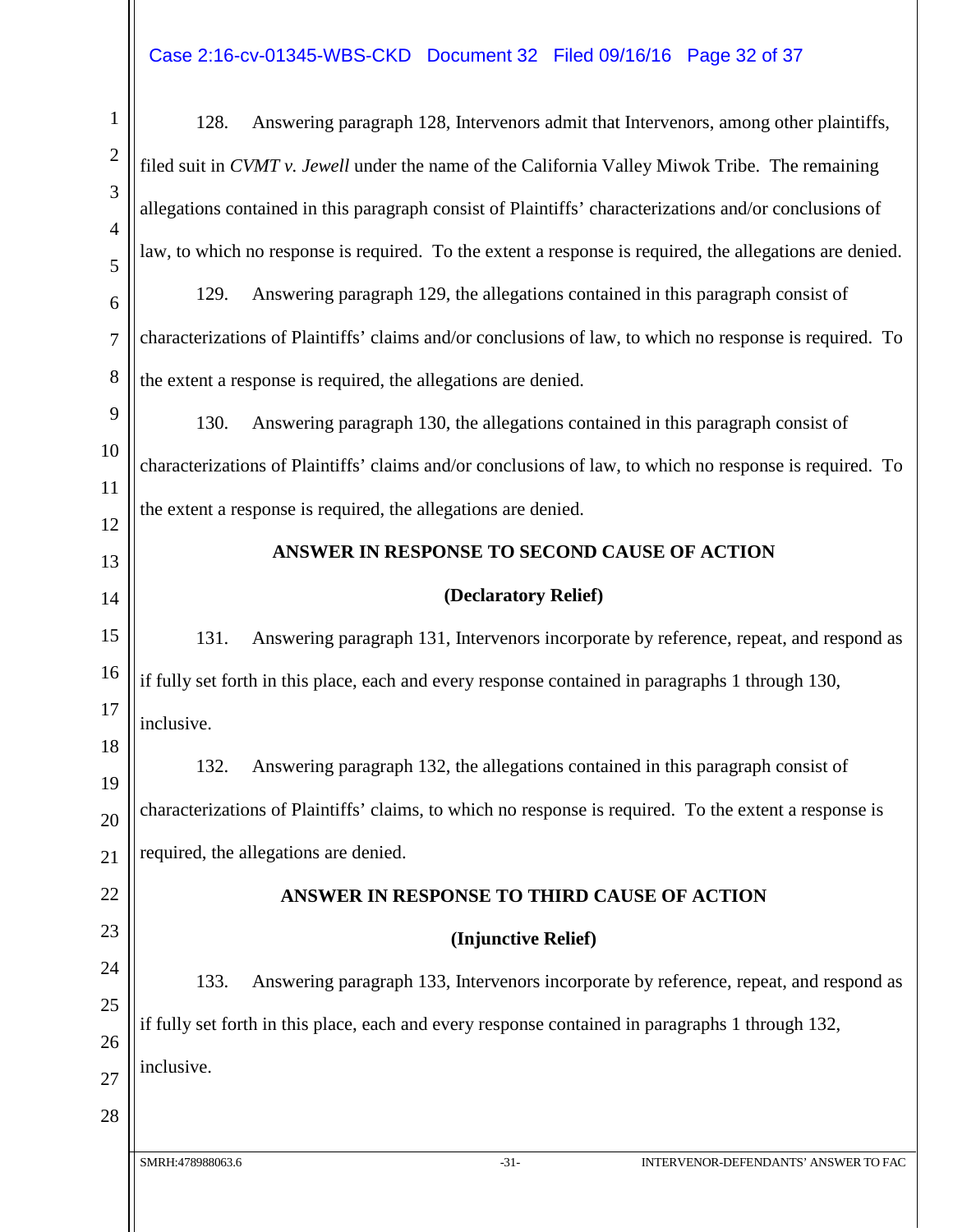128. Answering paragraph 128, Intervenors admit that Intervenors, among other plaintiffs, filed suit in *CVMT v. Jewell* under the name of the California Valley Miwok Tribe. The remaining allegations contained in this paragraph consist of Plaintiffs' characterizations and/or conclusions of law, to which no response is required. To the extent a response is required, the allegations are denied.

129. Answering paragraph 129, the allegations contained in this paragraph consist of characterizations of Plaintiffs' claims and/or conclusions of law, to which no response is required. To the extent a response is required, the allegations are denied.

130. Answering paragraph 130, the allegations contained in this paragraph consist of characterizations of Plaintiffs' claims and/or conclusions of law, to which no response is required. To the extent a response is required, the allegations are denied.

**ANSWER IN RESPONSE TO SECOND CAUSE OF ACTION**

**(Declaratory Relief)**

131. Answering paragraph 131, Intervenors incorporate by reference, repeat, and respond as if fully set forth in this place, each and every response contained in paragraphs 1 through 130, inclusive.

132. Answering paragraph 132, the allegations contained in this paragraph consist of characterizations of Plaintiffs' claims, to which no response is required. To the extent a response is required, the allegations are denied.

**ANSWER IN RESPONSE TO THIRD CAUSE OF ACTION**

**(Injunctive Relief)**

133. Answering paragraph 133, Intervenors incorporate by reference, repeat, and respond as if fully set forth in this place, each and every response contained in paragraphs 1 through 132, inclusive.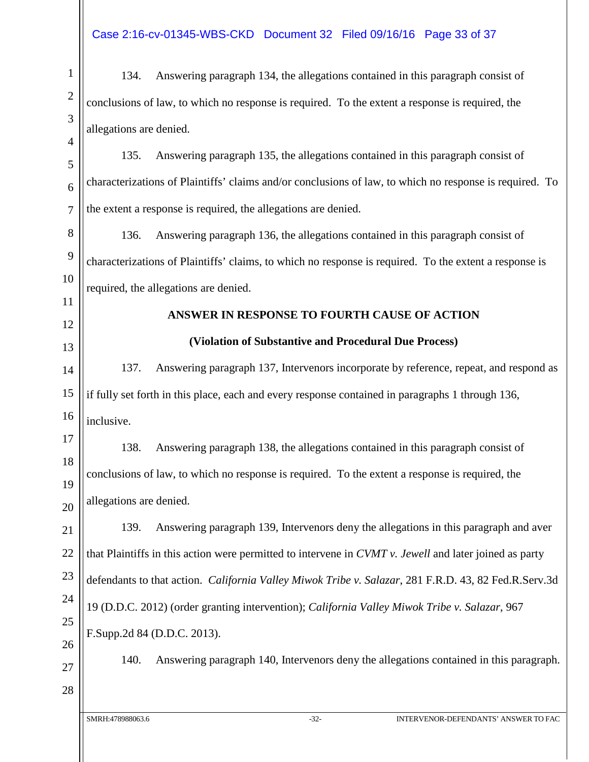134. Answering paragraph 134, the allegations contained in this paragraph consist of conclusions of law, to which no response is required. To the extent a response is required, the allegations are denied.

135. Answering paragraph 135, the allegations contained in this paragraph consist of characterizations of Plaintiffs' claims and/or conclusions of law, to which no response is required. To the extent a response is required, the allegations are denied.

136. Answering paragraph 136, the allegations contained in this paragraph consist of characterizations of Plaintiffs' claims, to which no response is required. To the extent a response is required, the allegations are denied.

**ANSWER IN RESPONSE TO FOURTH CAUSE OF ACTION**

**(Violation of Substantive and Procedural Due Process)**

137. Answering paragraph 137, Intervenors incorporate by reference, repeat, and respond as if fully set forth in this place, each and every response contained in paragraphs 1 through 136, inclusive.

138. Answering paragraph 138, the allegations contained in this paragraph consist of conclusions of law, to which no response is required. To the extent a response is required, the allegations are denied.

139. Answering paragraph 139, Intervenors deny the allegations in this paragraph and aver that Plaintiffs in this action were permitted to intervene in *CVMT v. Jewell* and later joined as party defendants to that action. *California Valley Miwok Tribe v. Salazar*, 281 F.R.D. 43, 82 Fed.R.Serv.3d 19 (D.D.C. 2012) (order granting intervention); *California Valley Miwok Tribe v. Salazar*, 967 F.Supp.2d 84 (D.D.C. 2013).

140. Answering paragraph 140, Intervenors deny the allegations contained in this paragraph.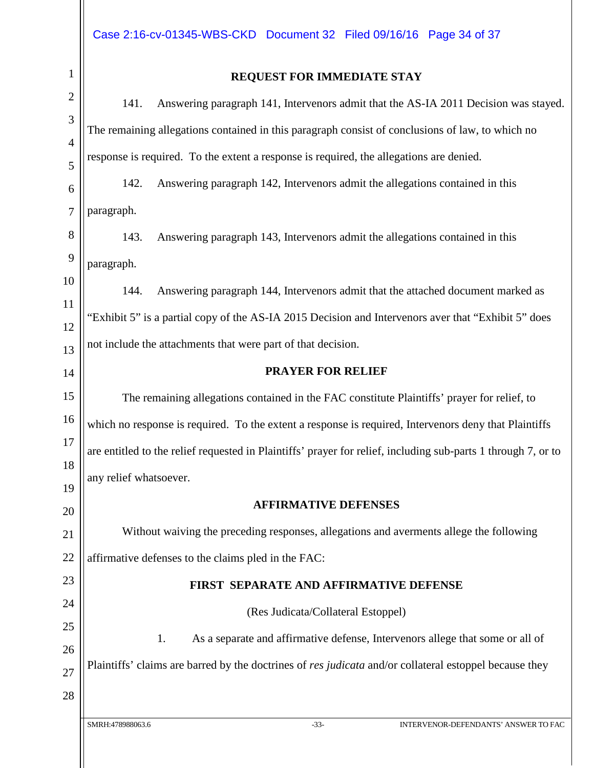## REQUEST FOR IMMEDIATE STAY

141. Answering paragraph 141, Intervenors admit that the AS-IA 2011 Decision was stayed. The remaining allegations contained in this paragraph consist of conclusions of law, to which no response is required. To the extent a response is required, the allegations are denied.

142. Answering paragraph 142, Intervenors admit the allegations contained in this paragraph.

143. Answering paragraph 143, Intervenors admit the allegations contained in this paragraph.

144. Answering paragraph 144, Intervenors admit that the attached document marked as "Exhibit 5" is a partial copy of the AS-IA 2015 Decision and Intervenors aver that "Exhibit 5" does not include the attachments that were part of that decision.

## PRAYER FOR RELIEF

The remaining allegations contained in the FAC constitute Plaintiffs' prayer for relief, to which no response is required. To the extent a response is required, Intervenors deny that Plaintiffs are entitled to the relief requested in Plaintiffs' prayer for relief, including sub-parts 1 through 7, or to any relief whatsoever.

## AFFIRMATIVE DEFENSES

Without waiving the preceding responses, allegations and averments allege the following affirmative defenses to the claims pled in the FAC:

### FIRST SEPARATE AND AFFIRMATIVE DEFENSE

(Res Judicata/Collateral Estoppel)

1. As a separate and affirmative defense, Intervenors allege that some or all of Plaintiffs' claims are barred by the doctrines of *res judicata* and/or collateral estoppel because they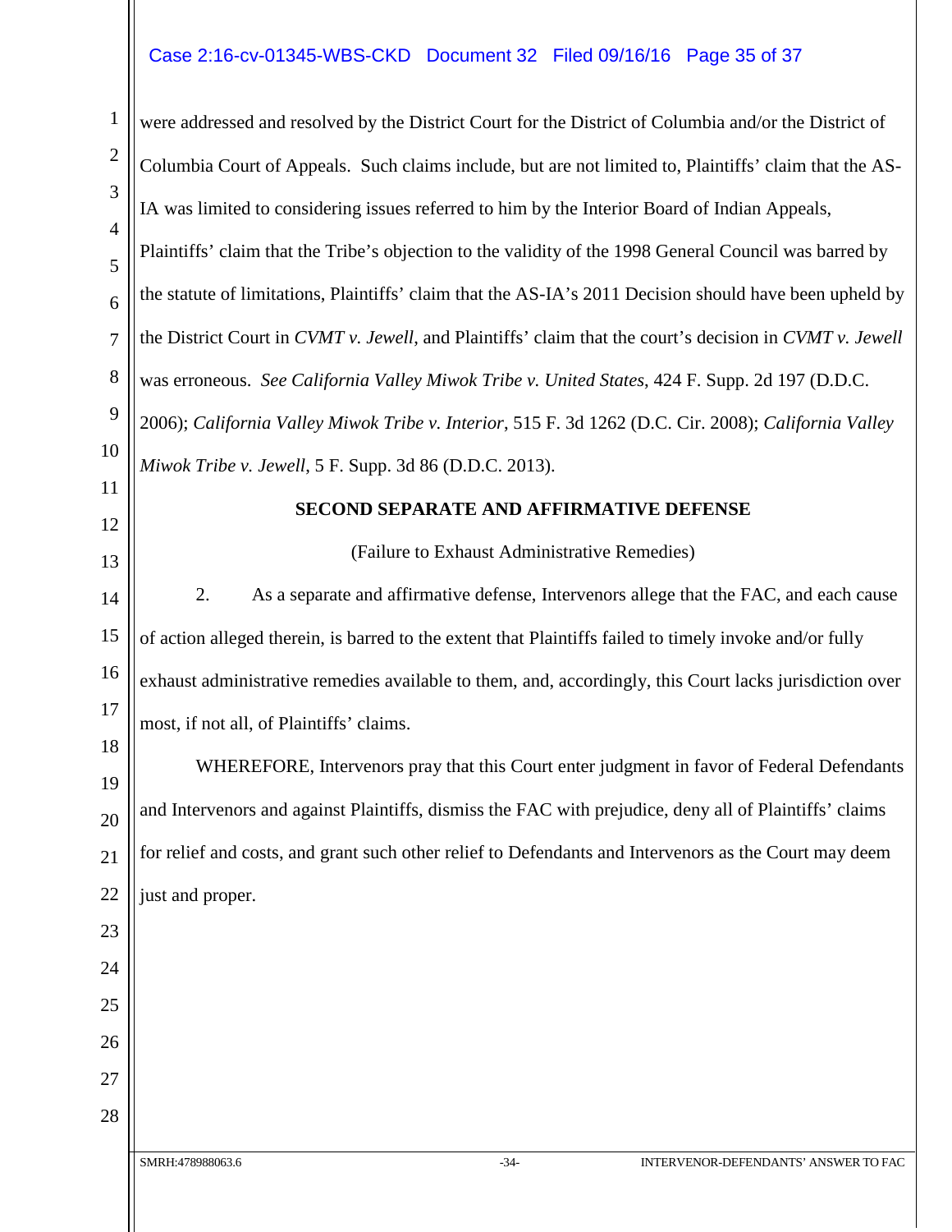were addressed and resolved by the District Court for the District of Columbia and/or the District of Columbia Court of Appeals. Such claims include, but are not limited to, Plaintiffs' claim that the AS-IA was limited to considering issues referred to him by the Interior Board of Indian Appeals, Plaintiffs' claim that the Tribe's objection to the validity of the 1998 General Council was barred by the statute of limitations, Plaintiffs' claim that the AS-IA's 2011 Decision should have been upheld by the District Court in *CVMT v. Jewell*, and Plaintiffs' claim that the court's decision in *CVMT v. Jewell* was erroneous. *See California Valley Miwok Tribe v. United States*, 424 F. Supp. 2d 197 (D.D.C. 2006); *California Valley Miwok Tribe v. Interior*, 515 F. 3d 1262 (D.C. Cir. 2008); *California Valley Miwok Tribe v. Jewell*, 5 F. Supp. 3d 86 (D.D.C. 2013).

**SECOND SEPARATE AND AFFIRMATIVE DEFENSE**

(Failure to Exhaust Administrative Remedies)

2. As a separate and affirmative defense, Intervenors allege that the FAC, and each cause of action alleged therein, is barred to the extent that Plaintiffs failed to timely invoke and/or fully exhaust administrative remedies available to them, and, accordingly, this Court lacks jurisdiction over most, if not all, of Plaintiffs' claims.

WHEREFORE, Intervenors pray that this Court enter judgment in favor of Federal Defendants and Intervenors and against Plaintiffs, dismiss the FAC with prejudice, deny all of Plaintiffs' claims for relief and costs, and grant such other relief to Defendants and Intervenors as the Court may deem just and proper.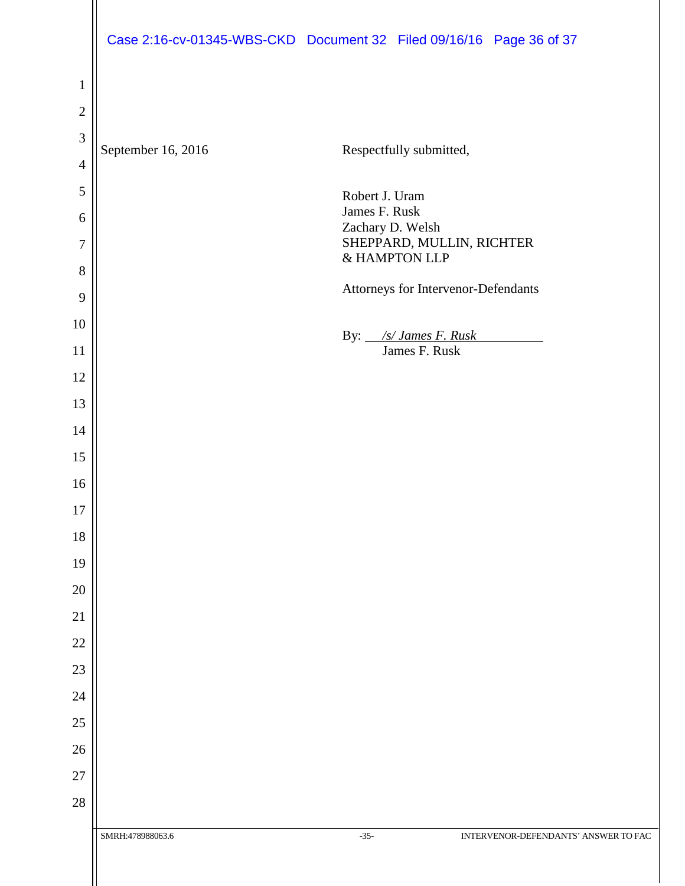September 16, 2016

Respectfully submitted,

Robert J. Uram
James F. Rusk
Zachary D. Welsh
SHEPPARD, MULLIN, RICHTER & HAMPTON LLP

Attorneys for Intervenor-Defendants

By: */s/ James F. Rusk*
James F. Rusk

SMRH:478988063.6 -35- INTERVENOR-DEFENDANTS' ANSWER TO FAC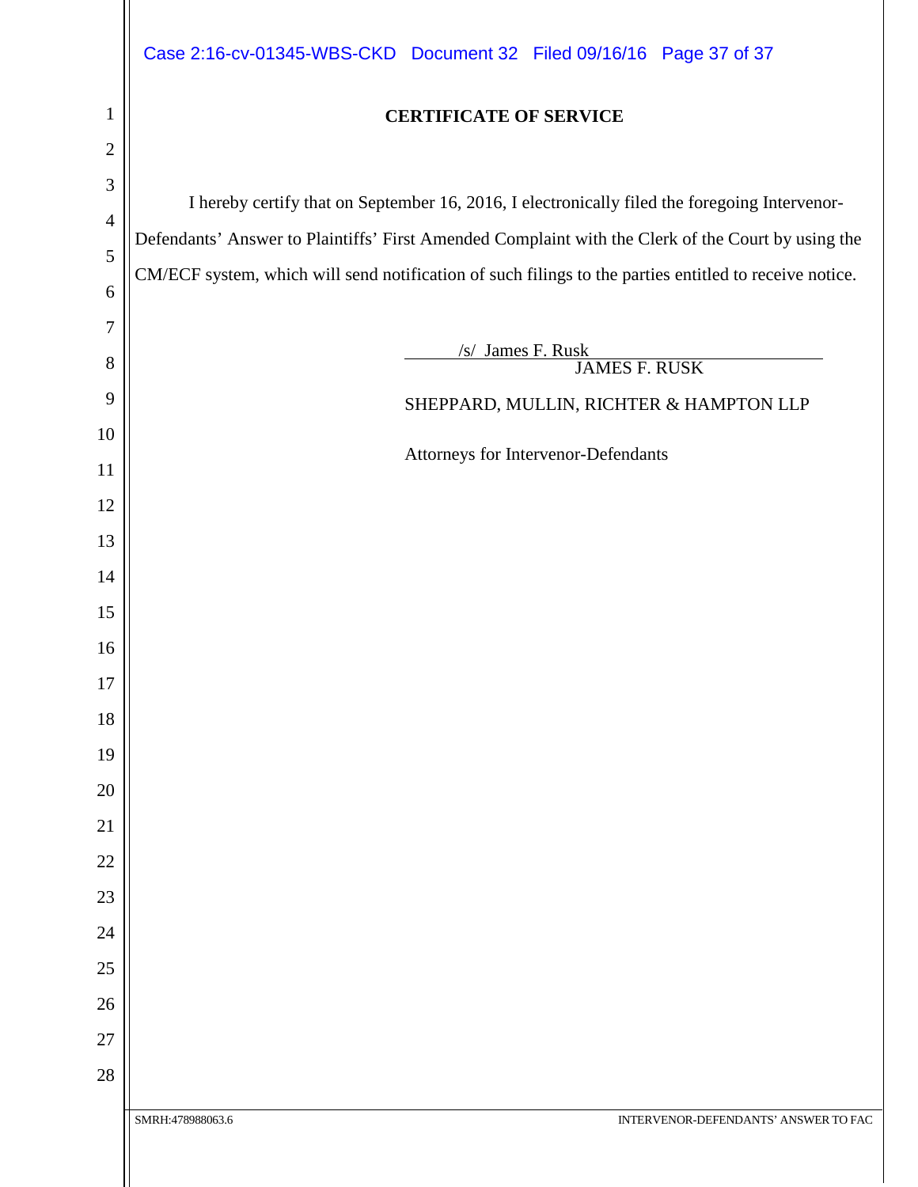**CERTIFICATE OF SERVICE**

I hereby certify that on September 16, 2016, I electronically filed the foregoing Intervenor-Defendants' Answer to Plaintiffs' First Amended Complaint with the Clerk of the Court by using the CM/ECF system, which will send notification of such filings to the parties entitled to receive notice.

/s/ James F. Rusk
JAMES F. RUSK

SHEPPARD, MULLIN, RICHTER & HAMPTON LLP

Attorneys for Intervenor-Defendants